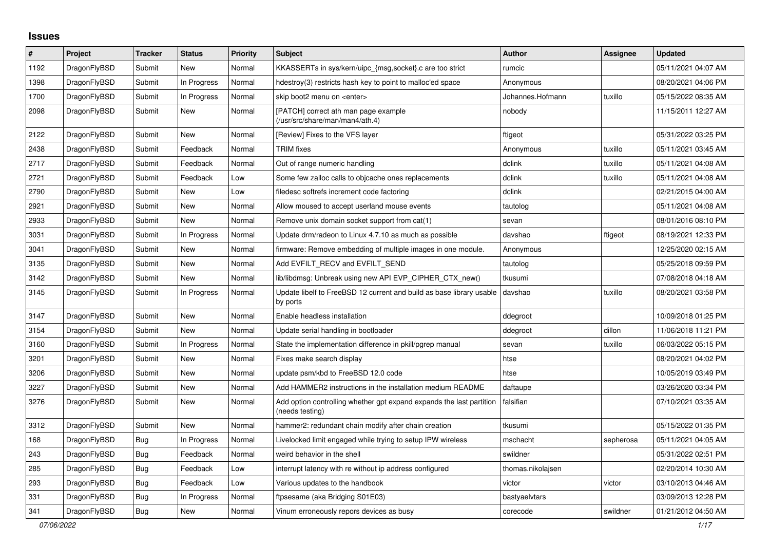# Issues

| # | Project | Tracker | Status | Priority | Subject | Author | Assignee | Updated |
|---|---|---|---|---|---|---|---|---|
| 1192 | DragonFlyBSD | Submit | New | Normal | KKASSERTs in sys/kern/uipc_{msg,socket}.c are too strict | rumcic | | 05/11/2021 04:07 AM |
| 1398 | DragonFlyBSD | Submit | In Progress | Normal | hdestroy(3) restricts hash key to point to malloc'ed space | Anonymous | | 08/20/2021 04:06 PM |
| 1700 | DragonFlyBSD | Submit | In Progress | Normal | skip boot2 menu on <enter> | Johannes.Hofmann | tuxillo | 05/15/2022 08:35 AM |
| 2098 | DragonFlyBSD | Submit | New | Normal | [PATCH] correct ath man page example (/usr/src/share/man/man4/ath.4) | nobody | | 11/15/2011 12:27 AM |
| 2122 | DragonFlyBSD | Submit | New | Normal | [Review] Fixes to the VFS layer | ftigeot | | 05/31/2022 03:25 PM |
| 2438 | DragonFlyBSD | Submit | Feedback | Normal | TRIM fixes | Anonymous | tuxillo | 05/11/2021 03:45 AM |
| 2717 | DragonFlyBSD | Submit | Feedback | Normal | Out of range numeric handling | dclink | tuxillo | 05/11/2021 04:08 AM |
| 2721 | DragonFlyBSD | Submit | Feedback | Low | Some few zalloc calls to objcache ones replacements | dclink | tuxillo | 05/11/2021 04:08 AM |
| 2790 | DragonFlyBSD | Submit | New | Low | filedesc softrefs increment code factoring | dclink | | 02/21/2015 04:00 AM |
| 2921 | DragonFlyBSD | Submit | New | Normal | Allow moused to accept userland mouse events | tautolog | | 05/11/2021 04:08 AM |
| 2933 | DragonFlyBSD | Submit | New | Normal | Remove unix domain socket support from cat(1) | sevan | | 08/01/2016 08:10 PM |
| 3031 | DragonFlyBSD | Submit | In Progress | Normal | Update drm/radeon to Linux 4.7.10 as much as possible | davshao | ftigeot | 08/19/2021 12:33 PM |
| 3041 | DragonFlyBSD | Submit | New | Normal | firmware: Remove embedding of multiple images in one module. | Anonymous | | 12/25/2020 02:15 AM |
| 3135 | DragonFlyBSD | Submit | New | Normal | Add EVFILT_RECV and EVFILT_SEND | tautolog | | 05/25/2018 09:59 PM |
| 3142 | DragonFlyBSD | Submit | New | Normal | lib/libdmsg: Unbreak using new API EVP_CIPHER_CTX_new() | tkusumi | | 07/08/2018 04:18 AM |
| 3145 | DragonFlyBSD | Submit | In Progress | Normal | Update libelf to FreeBSD 12 current and build as base library usable by ports | davshao | tuxillo | 08/20/2021 03:58 PM |
| 3147 | DragonFlyBSD | Submit | New | Normal | Enable headless installation | ddegroot | | 10/09/2018 01:25 PM |
| 3154 | DragonFlyBSD | Submit | New | Normal | Update serial handling in bootloader | ddegroot | dillon | 11/06/2018 11:21 PM |
| 3160 | DragonFlyBSD | Submit | In Progress | Normal | State the implementation difference in pkill/pgrep manual | sevan | tuxillo | 06/03/2022 05:15 PM |
| 3201 | DragonFlyBSD | Submit | New | Normal | Fixes make search display | htse | | 08/20/2021 04:02 PM |
| 3206 | DragonFlyBSD | Submit | New | Normal | update psm/kbd to FreeBSD 12.0 code | htse | | 10/05/2019 03:49 PM |
| 3227 | DragonFlyBSD | Submit | New | Normal | Add HAMMER2 instructions in the installation medium README | daftaupe | | 03/26/2020 03:34 PM |
| 3276 | DragonFlyBSD | Submit | New | Normal | Add option controlling whether gpt expand expands the last partition (needs testing) | falsifian | | 07/10/2021 03:35 AM |
| 3312 | DragonFlyBSD | Submit | New | Normal | hammer2: redundant chain modify after chain creation | tkusumi | | 05/15/2022 01:35 PM |
| 168 | DragonFlyBSD | Bug | In Progress | Normal | Livelocked limit engaged while trying to setup IPW wireless | mschacht | sepherosa | 05/11/2021 04:05 AM |
| 243 | DragonFlyBSD | Bug | Feedback | Normal | weird behavior in the shell | swildner | | 05/31/2022 02:51 PM |
| 285 | DragonFlyBSD | Bug | Feedback | Low | interrupt latency with re without ip address configured | thomas.nikolajsen | | 02/20/2014 10:30 AM |
| 293 | DragonFlyBSD | Bug | Feedback | Low | Various updates to the handbook | victor | victor | 03/10/2013 04:46 AM |
| 331 | DragonFlyBSD | Bug | In Progress | Normal | ftpsesame (aka Bridging S01E03) | bastyaelvtars | | 03/09/2013 12:28 PM |
| 341 | DragonFlyBSD | Bug | New | Normal | Vinum erroneously repors devices as busy | corecode | swildner | 01/21/2012 04:50 AM |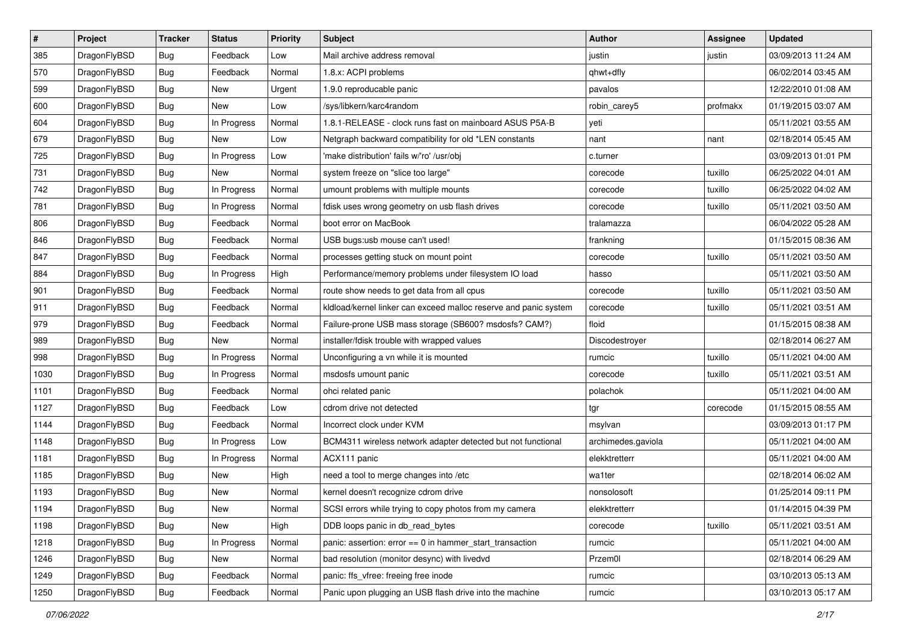| # | Project | Tracker | Status | Priority | Subject | Author | Assignee | Updated |
|---|---|---|---|---|---|---|---|---|
| 385 | DragonFlyBSD | Bug | Feedback | Low | Mail archive address removal | justin | justin | 03/09/2013 11:24 AM |
| 570 | DragonFlyBSD | Bug | Feedback | Normal | 1.8.x: ACPI problems | qhwt+dfly | | 06/02/2014 03:45 AM |
| 599 | DragonFlyBSD | Bug | New | Urgent | 1.9.0 reproducable panic | pavalos | | 12/22/2010 01:08 AM |
| 600 | DragonFlyBSD | Bug | New | Low | /sys/libkern/karc4random | robin_carey5 | profmakx | 01/19/2015 03:07 AM |
| 604 | DragonFlyBSD | Bug | In Progress | Normal | 1.8.1-RELEASE - clock runs fast on mainboard ASUS P5A-B | yeti | | 05/11/2021 03:55 AM |
| 679 | DragonFlyBSD | Bug | New | Low | Netgraph backward compatibility for old *LEN constants | nant | nant | 02/18/2014 05:45 AM |
| 725 | DragonFlyBSD | Bug | In Progress | Low | 'make distribution' fails w/'ro' /usr/obj | c.turner | | 03/09/2013 01:01 PM |
| 731 | DragonFlyBSD | Bug | New | Normal | system freeze on "slice too large" | corecode | tuxillo | 06/25/2022 04:01 AM |
| 742 | DragonFlyBSD | Bug | In Progress | Normal | umount problems with multiple mounts | corecode | tuxillo | 06/25/2022 04:02 AM |
| 781 | DragonFlyBSD | Bug | In Progress | Normal | fdisk uses wrong geometry on usb flash drives | corecode | tuxillo | 05/11/2021 03:50 AM |
| 806 | DragonFlyBSD | Bug | Feedback | Normal | boot error on MacBook | tralamazza | | 06/04/2022 05:28 AM |
| 846 | DragonFlyBSD | Bug | Feedback | Normal | USB bugs:usb mouse can't used! | frankning | | 01/15/2015 08:36 AM |
| 847 | DragonFlyBSD | Bug | Feedback | Normal | processes getting stuck on mount point | corecode | tuxillo | 05/11/2021 03:50 AM |
| 884 | DragonFlyBSD | Bug | In Progress | High | Performance/memory problems under filesystem IO load | hasso | | 05/11/2021 03:50 AM |
| 901 | DragonFlyBSD | Bug | Feedback | Normal | route show needs to get data from all cpus | corecode | tuxillo | 05/11/2021 03:50 AM |
| 911 | DragonFlyBSD | Bug | Feedback | Normal | kldload/kernel linker can exceed malloc reserve and panic system | corecode | tuxillo | 05/11/2021 03:51 AM |
| 979 | DragonFlyBSD | Bug | Feedback | Normal | Failure-prone USB mass storage (SB600? msdosfs? CAM?) | floid | | 01/15/2015 08:38 AM |
| 989 | DragonFlyBSD | Bug | New | Normal | installer/fdisk trouble with wrapped values | Discodestroyer | | 02/18/2014 06:27 AM |
| 998 | DragonFlyBSD | Bug | In Progress | Normal | Unconfiguring a vn while it is mounted | rumcic | tuxillo | 05/11/2021 04:00 AM |
| 1030 | DragonFlyBSD | Bug | In Progress | Normal | msdosfs umount panic | corecode | tuxillo | 05/11/2021 03:51 AM |
| 1101 | DragonFlyBSD | Bug | Feedback | Normal | ohci related panic | polachok | | 05/11/2021 04:00 AM |
| 1127 | DragonFlyBSD | Bug | Feedback | Low | cdrom drive not detected | tgr | corecode | 01/15/2015 08:55 AM |
| 1144 | DragonFlyBSD | Bug | Feedback | Normal | Incorrect clock under KVM | msylvan | | 03/09/2013 01:17 PM |
| 1148 | DragonFlyBSD | Bug | In Progress | Low | BCM4311 wireless network adapter detected but not functional | archimedes.gaviola | | 05/11/2021 04:00 AM |
| 1181 | DragonFlyBSD | Bug | In Progress | Normal | ACX111 panic | elekktretterr | | 05/11/2021 04:00 AM |
| 1185 | DragonFlyBSD | Bug | New | High | need a tool to merge changes into /etc | wa1ter | | 02/18/2014 06:02 AM |
| 1193 | DragonFlyBSD | Bug | New | Normal | kernel doesn't recognize cdrom drive | nonsolosoft | | 01/25/2014 09:11 PM |
| 1194 | DragonFlyBSD | Bug | New | Normal | SCSI errors while trying to copy photos from my camera | elekktretterr | | 01/14/2015 04:39 PM |
| 1198 | DragonFlyBSD | Bug | New | High | DDB loops panic in db_read_bytes | corecode | tuxillo | 05/11/2021 03:51 AM |
| 1218 | DragonFlyBSD | Bug | In Progress | Normal | panic: assertion: error == 0 in hammer_start_transaction | rumcic | | 05/11/2021 04:00 AM |
| 1246 | DragonFlyBSD | Bug | New | Normal | bad resolution (monitor desync) with livedvd | Przem0l | | 02/18/2014 06:29 AM |
| 1249 | DragonFlyBSD | Bug | Feedback | Normal | panic: ffs_vfree: freeing free inode | rumcic | | 03/10/2013 05:13 AM |
| 1250 | DragonFlyBSD | Bug | Feedback | Normal | Panic upon plugging an USB flash drive into the machine | rumcic | | 03/10/2013 05:17 AM |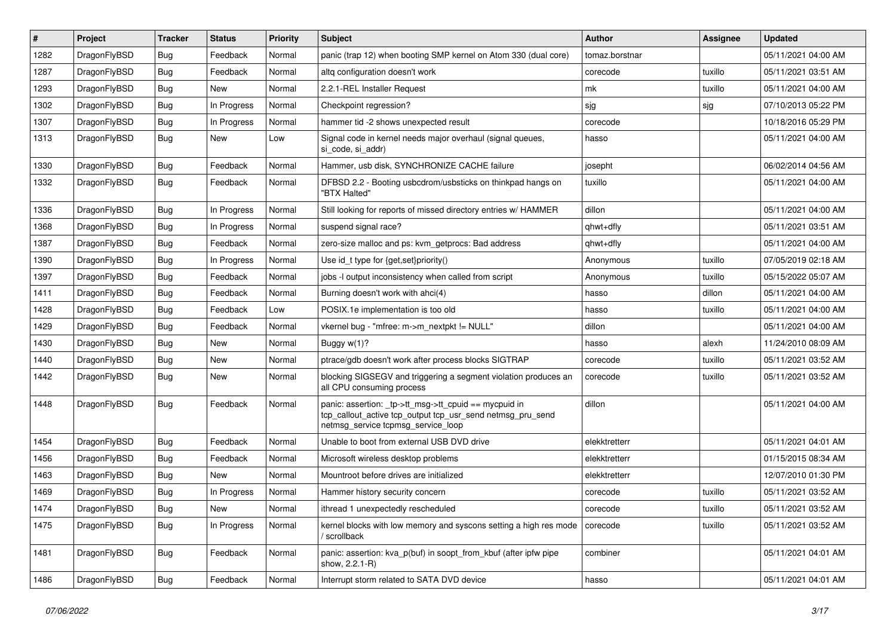| # | Project | Tracker | Status | Priority | Subject | Author | Assignee | Updated |
|---|---|---|---|---|---|---|---|---|
| 1282 | DragonFlyBSD | Bug | Feedback | Normal | panic (trap 12) when booting SMP kernel on Atom 330 (dual core) | tomaz.borstnar | | 05/11/2021 04:00 AM |
| 1287 | DragonFlyBSD | Bug | Feedback | Normal | altq configuration doesn't work | corecode | tuxillo | 05/11/2021 03:51 AM |
| 1293 | DragonFlyBSD | Bug | New | Normal | 2.2.1-REL Installer Request | mk | tuxillo | 05/11/2021 04:00 AM |
| 1302 | DragonFlyBSD | Bug | In Progress | Normal | Checkpoint regression? | sjg | sjg | 07/10/2013 05:22 PM |
| 1307 | DragonFlyBSD | Bug | In Progress | Normal | hammer tid -2 shows unexpected result | corecode | | 10/18/2016 05:29 PM |
| 1313 | DragonFlyBSD | Bug | New | Low | Signal code in kernel needs major overhaul (signal queues, si_code, si_addr) | hasso | | 05/11/2021 04:00 AM |
| 1330 | DragonFlyBSD | Bug | Feedback | Normal | Hammer, usb disk, SYNCHRONIZE CACHE failure | josepht | | 06/02/2014 04:56 AM |
| 1332 | DragonFlyBSD | Bug | Feedback | Normal | DFBSD 2.2 - Booting usbcdrom/usbsticks on thinkpad hangs on "BTX Halted" | tuxillo | | 05/11/2021 04:00 AM |
| 1336 | DragonFlyBSD | Bug | In Progress | Normal | Still looking for reports of missed directory entries w/ HAMMER | dillon | | 05/11/2021 04:00 AM |
| 1368 | DragonFlyBSD | Bug | In Progress | Normal | suspend signal race? | qhwt+dfly | | 05/11/2021 03:51 AM |
| 1387 | DragonFlyBSD | Bug | Feedback | Normal | zero-size malloc and ps: kvm_getprocs: Bad address | qhwt+dfly | | 05/11/2021 04:00 AM |
| 1390 | DragonFlyBSD | Bug | In Progress | Normal | Use id_t type for {get,set}priority() | Anonymous | tuxillo | 07/05/2019 02:18 AM |
| 1397 | DragonFlyBSD | Bug | Feedback | Normal | jobs -l output inconsistency when called from script | Anonymous | tuxillo | 05/15/2022 05:07 AM |
| 1411 | DragonFlyBSD | Bug | Feedback | Normal | Burning doesn't work with ahci(4) | hasso | dillon | 05/11/2021 04:00 AM |
| 1428 | DragonFlyBSD | Bug | Feedback | Low | POSIX.1e implementation is too old | hasso | tuxillo | 05/11/2021 04:00 AM |
| 1429 | DragonFlyBSD | Bug | Feedback | Normal | vkernel bug - "mfree: m->m_nextpkt != NULL" | dillon | | 05/11/2021 04:00 AM |
| 1430 | DragonFlyBSD | Bug | New | Normal | Buggy w(1)? | hasso | alexh | 11/24/2010 08:09 AM |
| 1440 | DragonFlyBSD | Bug | New | Normal | ptrace/gdb doesn't work after process blocks SIGTRAP | corecode | tuxillo | 05/11/2021 03:52 AM |
| 1442 | DragonFlyBSD | Bug | New | Normal | blocking SIGSEGV and triggering a segment violation produces an all CPU consuming process | corecode | tuxillo | 05/11/2021 03:52 AM |
| 1448 | DragonFlyBSD | Bug | Feedback | Normal | panic: assertion: _tp->tt_msg->tt_cpuid == mycpuid in tcp_callout_active tcp_output tcp_usr_send netmsg_pru_send netmsg_service tcpmsg_service_loop | dillon | | 05/11/2021 04:00 AM |
| 1454 | DragonFlyBSD | Bug | Feedback | Normal | Unable to boot from external USB DVD drive | elekktretterr | | 05/11/2021 04:01 AM |
| 1456 | DragonFlyBSD | Bug | Feedback | Normal | Microsoft wireless desktop problems | elekktretterr | | 01/15/2015 08:34 AM |
| 1463 | DragonFlyBSD | Bug | New | Normal | Mountroot before drives are initialized | elekktretterr | | 12/07/2010 01:30 PM |
| 1469 | DragonFlyBSD | Bug | In Progress | Normal | Hammer history security concern | corecode | tuxillo | 05/11/2021 03:52 AM |
| 1474 | DragonFlyBSD | Bug | New | Normal | ithread 1 unexpectedly rescheduled | corecode | tuxillo | 05/11/2021 03:52 AM |
| 1475 | DragonFlyBSD | Bug | In Progress | Normal | kernel blocks with low memory and syscons setting a high res mode / scrollback | corecode | tuxillo | 05/11/2021 03:52 AM |
| 1481 | DragonFlyBSD | Bug | Feedback | Normal | panic: assertion: kva_p(buf) in soopt_from_kbuf (after ipfw pipe show, 2.2.1-R) | combiner | | 05/11/2021 04:01 AM |
| 1486 | DragonFlyBSD | Bug | Feedback | Normal | Interrupt storm related to SATA DVD device | hasso | | 05/11/2021 04:01 AM |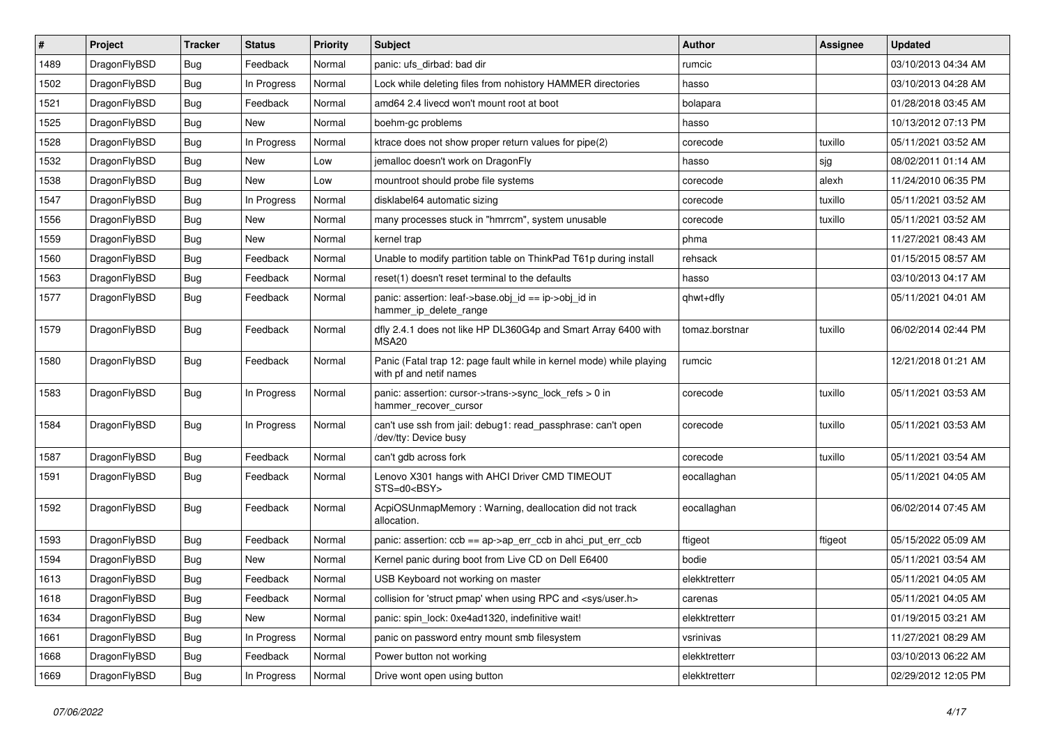| # | Project | Tracker | Status | Priority | Subject | Author | Assignee | Updated |
|---|---|---|---|---|---|---|---|---|
| 1489 | DragonFlyBSD | Bug | Feedback | Normal | panic: ufs_dirbad: bad dir | rumcic | | 03/10/2013 04:34 AM |
| 1502 | DragonFlyBSD | Bug | In Progress | Normal | Lock while deleting files from nohistory HAMMER directories | hasso | | 03/10/2013 04:28 AM |
| 1521 | DragonFlyBSD | Bug | Feedback | Normal | amd64 2.4 livecd won't mount root at boot | bolapara | | 01/28/2018 03:45 AM |
| 1525 | DragonFlyBSD | Bug | New | Normal | boehm-gc problems | hasso | | 10/13/2012 07:13 PM |
| 1528 | DragonFlyBSD | Bug | In Progress | Normal | ktrace does not show proper return values for pipe(2) | corecode | tuxillo | 05/11/2021 03:52 AM |
| 1532 | DragonFlyBSD | Bug | New | Low | jemalloc doesn't work on DragonFly | hasso | sjg | 08/02/2011 01:14 AM |
| 1538 | DragonFlyBSD | Bug | New | Low | mountroot should probe file systems | corecode | alexh | 11/24/2010 06:35 PM |
| 1547 | DragonFlyBSD | Bug | In Progress | Normal | disklabel64 automatic sizing | corecode | tuxillo | 05/11/2021 03:52 AM |
| 1556 | DragonFlyBSD | Bug | New | Normal | many processes stuck in "hmrrcm", system unusable | corecode | tuxillo | 05/11/2021 03:52 AM |
| 1559 | DragonFlyBSD | Bug | New | Normal | kernel trap | phma | | 11/27/2021 08:43 AM |
| 1560 | DragonFlyBSD | Bug | Feedback | Normal | Unable to modify partition table on ThinkPad T61p during install | rehsack | | 01/15/2015 08:57 AM |
| 1563 | DragonFlyBSD | Bug | Feedback | Normal | reset(1) doesn't reset terminal to the defaults | hasso | | 03/10/2013 04:17 AM |
| 1577 | DragonFlyBSD | Bug | Feedback | Normal | panic: assertion: leaf->base.obj_id == ip->obj_id in hammer_ip_delete_range | qhwt+dfly | | 05/11/2021 04:01 AM |
| 1579 | DragonFlyBSD | Bug | Feedback | Normal | dfly 2.4.1 does not like HP DL360G4p and Smart Array 6400 with MSA20 | tomaz.borstnar | tuxillo | 06/02/2014 02:44 PM |
| 1580 | DragonFlyBSD | Bug | Feedback | Normal | Panic (Fatal trap 12: page fault while in kernel mode) while playing with pf and netif names | rumcic | | 12/21/2018 01:21 AM |
| 1583 | DragonFlyBSD | Bug | In Progress | Normal | panic: assertion: cursor->trans->sync_lock_refs > 0 in hammer_recover_cursor | corecode | tuxillo | 05/11/2021 03:53 AM |
| 1584 | DragonFlyBSD | Bug | In Progress | Normal | can't use ssh from jail: debug1: read_passphrase: can't open /dev/tty: Device busy | corecode | tuxillo | 05/11/2021 03:53 AM |
| 1587 | DragonFlyBSD | Bug | Feedback | Normal | can't gdb across fork | corecode | tuxillo | 05/11/2021 03:54 AM |
| 1591 | DragonFlyBSD | Bug | Feedback | Normal | Lenovo X301 hangs with AHCI Driver CMD TIMEOUT STS=d0<BSY> | eocallaghan | | 05/11/2021 04:05 AM |
| 1592 | DragonFlyBSD | Bug | Feedback | Normal | AcpiOSUnmapMemory : Warning, deallocation did not track allocation. | eocallaghan | | 06/02/2014 07:45 AM |
| 1593 | DragonFlyBSD | Bug | Feedback | Normal | panic: assertion: ccb == ap->ap_err_ccb in ahci_put_err_ccb | ftigeot | ftigeot | 05/15/2022 05:09 AM |
| 1594 | DragonFlyBSD | Bug | New | Normal | Kernel panic during boot from Live CD on Dell E6400 | bodie | | 05/11/2021 03:54 AM |
| 1613 | DragonFlyBSD | Bug | Feedback | Normal | USB Keyboard not working on master | elekktretterr | | 05/11/2021 04:05 AM |
| 1618 | DragonFlyBSD | Bug | Feedback | Normal | collision for 'struct pmap' when using RPC and <sys/user.h> | carenas | | 05/11/2021 04:05 AM |
| 1634 | DragonFlyBSD | Bug | New | Normal | panic: spin_lock: 0xe4ad1320, indefinitive wait! | elekktretterr | | 01/19/2015 03:21 AM |
| 1661 | DragonFlyBSD | Bug | In Progress | Normal | panic on password entry mount smb filesystem | vsrinivas | | 11/27/2021 08:29 AM |
| 1668 | DragonFlyBSD | Bug | Feedback | Normal | Power button not working | elekktretterr | | 03/10/2013 06:22 AM |
| 1669 | DragonFlyBSD | Bug | In Progress | Normal | Drive wont open using button | elekktretterr | | 02/29/2012 12:05 PM |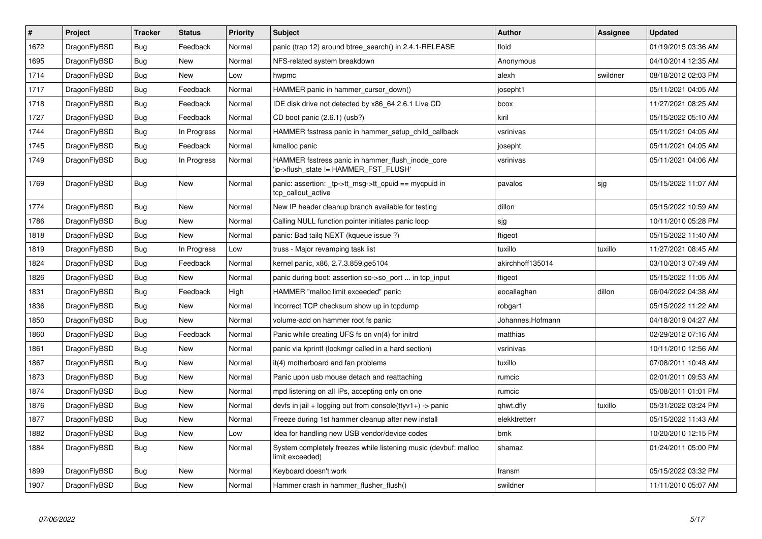| # | Project | Tracker | Status | Priority | Subject | Author | Assignee | Updated |
|---|---|---|---|---|---|---|---|---|
| 1672 | DragonFlyBSD | Bug | Feedback | Normal | panic (trap 12) around btree_search() in 2.4.1-RELEASE | floid | | 01/19/2015 03:36 AM |
| 1695 | DragonFlyBSD | Bug | New | Normal | NFS-related system breakdown | Anonymous | | 04/10/2014 12:35 AM |
| 1714 | DragonFlyBSD | Bug | New | Low | hwpmc | alexh | swildner | 08/18/2012 02:03 PM |
| 1717 | DragonFlyBSD | Bug | Feedback | Normal | HAMMER panic in hammer_cursor_down() | josepht1 | | 05/11/2021 04:05 AM |
| 1718 | DragonFlyBSD | Bug | Feedback | Normal | IDE disk drive not detected by x86_64 2.6.1 Live CD | bcox | | 11/27/2021 08:25 AM |
| 1727 | DragonFlyBSD | Bug | Feedback | Normal | CD boot panic (2.6.1) (usb?) | kiril | | 05/15/2022 05:10 AM |
| 1744 | DragonFlyBSD | Bug | In Progress | Normal | HAMMER fsstress panic in hammer_setup_child_callback | vsrinivas | | 05/11/2021 04:05 AM |
| 1745 | DragonFlyBSD | Bug | Feedback | Normal | kmalloc panic | josepht | | 05/11/2021 04:05 AM |
| 1749 | DragonFlyBSD | Bug | In Progress | Normal | HAMMER fsstress panic in hammer_flush_inode_core 'ip->flush_state != HAMMER_FST_FLUSH' | vsrinivas | | 05/11/2021 04:06 AM |
| 1769 | DragonFlyBSD | Bug | New | Normal | panic: assertion: _tp->tt_msg->tt_cpuid == mycpuid in tcp_callout_active | pavalos | sjg | 05/15/2022 11:07 AM |
| 1774 | DragonFlyBSD | Bug | New | Normal | New IP header cleanup branch available for testing | dillon | | 05/15/2022 10:59 AM |
| 1786 | DragonFlyBSD | Bug | New | Normal | Calling NULL function pointer initiates panic loop | sjg | | 10/11/2010 05:28 PM |
| 1818 | DragonFlyBSD | Bug | New | Normal | panic: Bad tailq NEXT (kqueue issue ?) | ftigeot | | 05/15/2022 11:40 AM |
| 1819 | DragonFlyBSD | Bug | In Progress | Low | truss - Major revamping task list | tuxillo | tuxillo | 11/27/2021 08:45 AM |
| 1824 | DragonFlyBSD | Bug | Feedback | Normal | kernel panic, x86, 2.7.3.859.ge5104 | akirchhoff135014 | | 03/10/2013 07:49 AM |
| 1826 | DragonFlyBSD | Bug | New | Normal | panic during boot: assertion so->so_port ... in tcp_input | ftigeot | | 05/15/2022 11:05 AM |
| 1831 | DragonFlyBSD | Bug | Feedback | High | HAMMER "malloc limit exceeded" panic | eocallaghan | dillon | 06/04/2022 04:38 AM |
| 1836 | DragonFlyBSD | Bug | New | Normal | Incorrect TCP checksum show up in tcpdump | robgar1 | | 05/15/2022 11:22 AM |
| 1850 | DragonFlyBSD | Bug | New | Normal | volume-add on hammer root fs panic | Johannes.Hofmann | | 04/18/2019 04:27 AM |
| 1860 | DragonFlyBSD | Bug | Feedback | Normal | Panic while creating UFS fs on vn(4) for initrd | matthias | | 02/29/2012 07:16 AM |
| 1861 | DragonFlyBSD | Bug | New | Normal | panic via kprintf (lockmgr called in a hard section) | vsrinivas | | 10/11/2010 12:56 AM |
| 1867 | DragonFlyBSD | Bug | New | Normal | it(4) motherboard and fan problems | tuxillo | | 07/08/2011 10:48 AM |
| 1873 | DragonFlyBSD | Bug | New | Normal | Panic upon usb mouse detach and reattaching | rumcic | | 02/01/2011 09:53 AM |
| 1874 | DragonFlyBSD | Bug | New | Normal | mpd listening on all IPs, accepting only on one | rumcic | | 05/08/2011 01:01 PM |
| 1876 | DragonFlyBSD | Bug | New | Normal | devfs in jail + logging out from console(ttyv1+) -> panic | qhwt.dfly | tuxillo | 05/31/2022 03:24 PM |
| 1877 | DragonFlyBSD | Bug | New | Normal | Freeze during 1st hammer cleanup after new install | elekktretterr | | 05/15/2022 11:43 AM |
| 1882 | DragonFlyBSD | Bug | New | Low | Idea for handling new USB vendor/device codes | bmk | | 10/20/2010 12:15 PM |
| 1884 | DragonFlyBSD | Bug | New | Normal | System completely freezes while listening music (devbuf: malloc limit exceeded) | shamaz | | 01/24/2011 05:00 PM |
| 1899 | DragonFlyBSD | Bug | New | Normal | Keyboard doesn't work | fransm | | 05/15/2022 03:32 PM |
| 1907 | DragonFlyBSD | Bug | New | Normal | Hammer crash in hammer_flusher_flush() | swildner | | 11/11/2010 05:07 AM |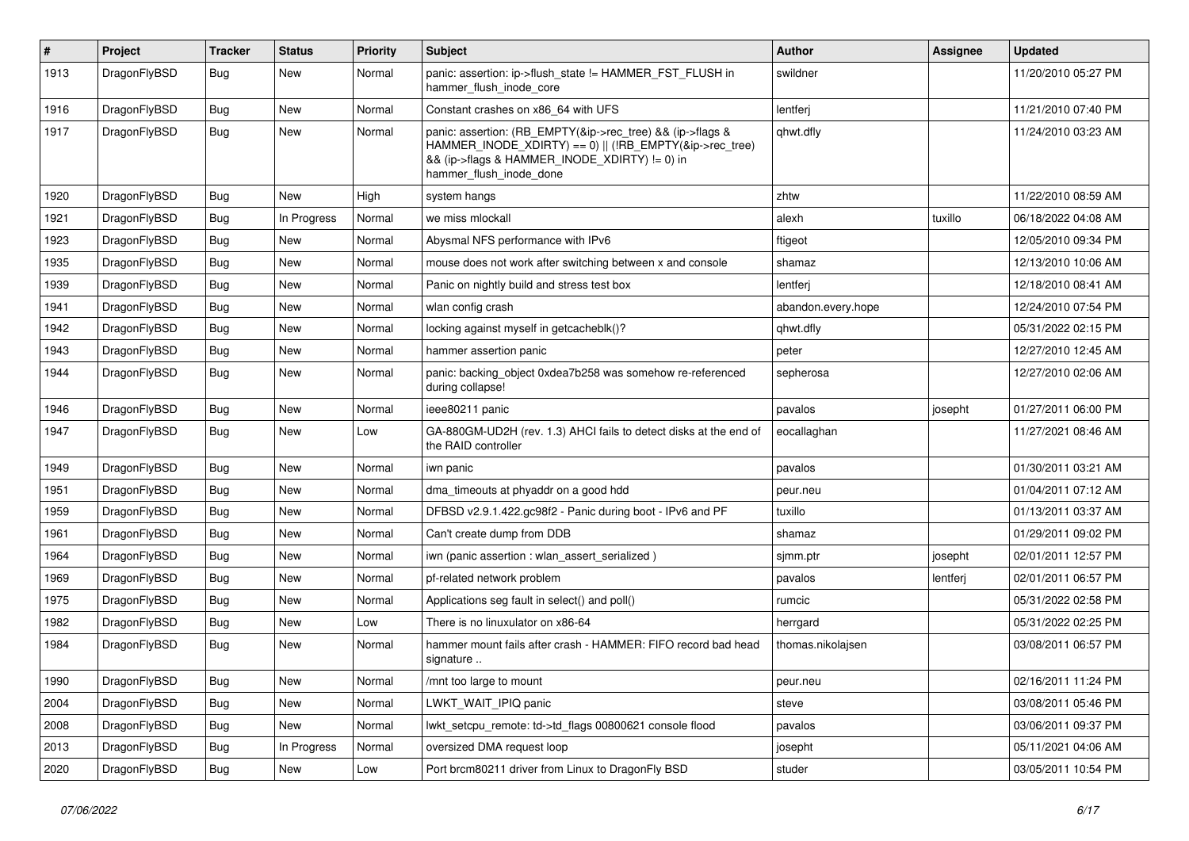| # | Project | Tracker | Status | Priority | Subject | Author | Assignee | Updated |
|---|---|---|---|---|---|---|---|---|
| 1913 | DragonFlyBSD | Bug | New | Normal | panic: assertion: ip->flush_state != HAMMER_FST_FLUSH in hammer_flush_inode_core | swildner | | 11/20/2010 05:27 PM |
| 1916 | DragonFlyBSD | Bug | New | Normal | Constant crashes on x86_64 with UFS | lentferj | | 11/21/2010 07:40 PM |
| 1917 | DragonFlyBSD | Bug | New | Normal | panic: assertion: (RB_EMPTY(&ip->rec_tree) && (ip->flags & HAMMER_INODE_XDIRTY) == 0) \|\| (!RB_EMPTY(&ip->rec_tree) && (ip->flags & HAMMER_INODE_XDIRTY) != 0) in hammer_flush_inode_done | qhwt.dfly | | 11/24/2010 03:23 AM |
| 1920 | DragonFlyBSD | Bug | New | High | system hangs | zhtw | | 11/22/2010 08:59 AM |
| 1921 | DragonFlyBSD | Bug | In Progress | Normal | we miss mlockall | alexh | tuxillo | 06/18/2022 04:08 AM |
| 1923 | DragonFlyBSD | Bug | New | Normal | Abysmal NFS performance with IPv6 | ftigeot | | 12/05/2010 09:34 PM |
| 1935 | DragonFlyBSD | Bug | New | Normal | mouse does not work after switching between x and console | shamaz | | 12/13/2010 10:06 AM |
| 1939 | DragonFlyBSD | Bug | New | Normal | Panic on nightly build and stress test box | lentferj | | 12/18/2010 08:41 AM |
| 1941 | DragonFlyBSD | Bug | New | Normal | wlan config crash | abandon.every.hope | | 12/24/2010 07:54 PM |
| 1942 | DragonFlyBSD | Bug | New | Normal | locking against myself in getcacheblk()? | qhwt.dfly | | 05/31/2022 02:15 PM |
| 1943 | DragonFlyBSD | Bug | New | Normal | hammer assertion panic | peter | | 12/27/2010 12:45 AM |
| 1944 | DragonFlyBSD | Bug | New | Normal | panic: backing_object 0xdea7b258 was somehow re-referenced during collapse! | sepherosa | | 12/27/2010 02:06 AM |
| 1946 | DragonFlyBSD | Bug | New | Normal | ieee80211 panic | pavalos | josepht | 01/27/2011 06:00 PM |
| 1947 | DragonFlyBSD | Bug | New | Low | GA-880GM-UD2H (rev. 1.3) AHCI fails to detect disks at the end of the RAID controller | eocallaghan | | 11/27/2021 08:46 AM |
| 1949 | DragonFlyBSD | Bug | New | Normal | iwn panic | pavalos | | 01/30/2011 03:21 AM |
| 1951 | DragonFlyBSD | Bug | New | Normal | dma_timeouts at phyaddr on a good hdd | peur.neu | | 01/04/2011 07:12 AM |
| 1959 | DragonFlyBSD | Bug | New | Normal | DFBSD v2.9.1.422.gc98f2 - Panic during boot - IPv6 and PF | tuxillo | | 01/13/2011 03:37 AM |
| 1961 | DragonFlyBSD | Bug | New | Normal | Can't create dump from DDB | shamaz | | 01/29/2011 09:02 PM |
| 1964 | DragonFlyBSD | Bug | New | Normal | iwn (panic assertion : wlan_assert_serialized ) | sjmm.ptr | josepht | 02/01/2011 12:57 PM |
| 1969 | DragonFlyBSD | Bug | New | Normal | pf-related network problem | pavalos | lentferj | 02/01/2011 06:57 PM |
| 1975 | DragonFlyBSD | Bug | New | Normal | Applications seg fault in select() and poll() | rumcic | | 05/31/2022 02:58 PM |
| 1982 | DragonFlyBSD | Bug | New | Low | There is no linuxulator on x86-64 | herrgard | | 05/31/2022 02:25 PM |
| 1984 | DragonFlyBSD | Bug | New | Normal | hammer mount fails after crash - HAMMER: FIFO record bad head signature .. | thomas.nikolajsen | | 03/08/2011 06:57 PM |
| 1990 | DragonFlyBSD | Bug | New | Normal | /mnt too large to mount | peur.neu | | 02/16/2011 11:24 PM |
| 2004 | DragonFlyBSD | Bug | New | Normal | LWKT_WAIT_IPIQ panic | steve | | 03/08/2011 05:46 PM |
| 2008 | DragonFlyBSD | Bug | New | Normal | lwkt_setcpu_remote: td->td_flags 00800621 console flood | pavalos | | 03/06/2011 09:37 PM |
| 2013 | DragonFlyBSD | Bug | In Progress | Normal | oversized DMA request loop | josepht | | 05/11/2021 04:06 AM |
| 2020 | DragonFlyBSD | Bug | New | Low | Port brcm80211 driver from Linux to DragonFly BSD | studer | | 03/05/2011 10:54 PM |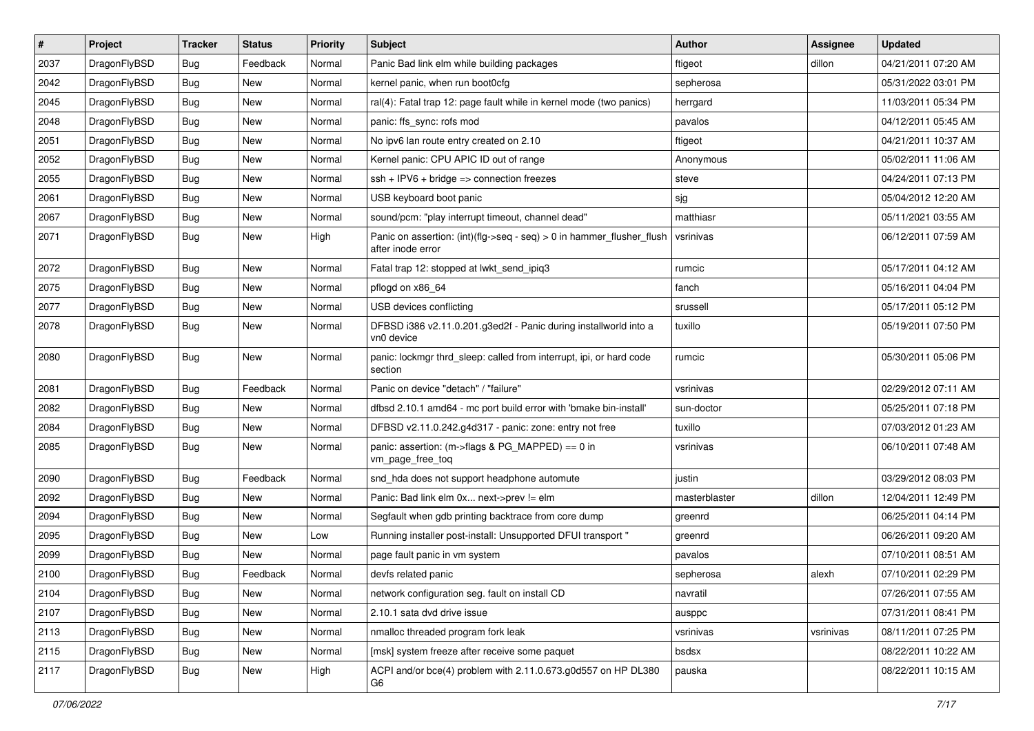| # | Project | Tracker | Status | Priority | Subject | Author | Assignee | Updated |
|---|---|---|---|---|---|---|---|---|
| 2037 | DragonFlyBSD | Bug | Feedback | Normal | Panic Bad link elm while building packages | ftigeot | dillon | 04/21/2011 07:20 AM |
| 2042 | DragonFlyBSD | Bug | New | Normal | kernel panic, when run boot0cfg | sepherosa | | 05/31/2022 03:01 PM |
| 2045 | DragonFlyBSD | Bug | New | Normal | ral(4): Fatal trap 12: page fault while in kernel mode (two panics) | herrgard | | 11/03/2011 05:34 PM |
| 2048 | DragonFlyBSD | Bug | New | Normal | panic: ffs_sync: rofs mod | pavalos | | 04/12/2011 05:45 AM |
| 2051 | DragonFlyBSD | Bug | New | Normal | No ipv6 lan route entry created on 2.10 | ftigeot | | 04/21/2011 10:37 AM |
| 2052 | DragonFlyBSD | Bug | New | Normal | Kernel panic: CPU APIC ID out of range | Anonymous | | 05/02/2011 11:06 AM |
| 2055 | DragonFlyBSD | Bug | New | Normal | ssh + IPV6 + bridge => connection freezes | steve | | 04/24/2011 07:13 PM |
| 2061 | DragonFlyBSD | Bug | New | Normal | USB keyboard boot panic | sjg | | 05/04/2012 12:20 AM |
| 2067 | DragonFlyBSD | Bug | New | Normal | sound/pcm: "play interrupt timeout, channel dead" | matthiasr | | 05/11/2021 03:55 AM |
| 2071 | DragonFlyBSD | Bug | New | High | Panic on assertion: (int)(flg->seq - seq) > 0 in hammer_flusher_flush after inode error | vsrinivas | | 06/12/2011 07:59 AM |
| 2072 | DragonFlyBSD | Bug | New | Normal | Fatal trap 12: stopped at lwkt_send_ipiq3 | rumcic | | 05/17/2011 04:12 AM |
| 2075 | DragonFlyBSD | Bug | New | Normal | pflogd on x86_64 | fanch | | 05/16/2011 04:04 PM |
| 2077 | DragonFlyBSD | Bug | New | Normal | USB devices conflicting | srussell | | 05/17/2011 05:12 PM |
| 2078 | DragonFlyBSD | Bug | New | Normal | DFBSD i386 v2.11.0.201.g3ed2f - Panic during installworld into a vn0 device | tuxillo | | 05/19/2011 07:50 PM |
| 2080 | DragonFlyBSD | Bug | New | Normal | panic: lockmgr thrd_sleep: called from interrupt, ipi, or hard code section | rumcic | | 05/30/2011 05:06 PM |
| 2081 | DragonFlyBSD | Bug | Feedback | Normal | Panic on device "detach" / "failure" | vsrinivas | | 02/29/2012 07:11 AM |
| 2082 | DragonFlyBSD | Bug | New | Normal | dfbsd 2.10.1 amd64 - mc port build error with 'bmake bin-install' | sun-doctor | | 05/25/2011 07:18 PM |
| 2084 | DragonFlyBSD | Bug | New | Normal | DFBSD v2.11.0.242.g4d317 - panic: zone: entry not free | tuxillo | | 07/03/2012 01:23 AM |
| 2085 | DragonFlyBSD | Bug | New | Normal | panic: assertion: (m->flags & PG_MAPPED) == 0 in vm_page_free_toq | vsrinivas | | 06/10/2011 07:48 AM |
| 2090 | DragonFlyBSD | Bug | Feedback | Normal | snd_hda does not support headphone automute | justin | | 03/29/2012 08:03 PM |
| 2092 | DragonFlyBSD | Bug | New | Normal | Panic: Bad link elm 0x... next->prev != elm | masterblaster | dillon | 12/04/2011 12:49 PM |
| 2094 | DragonFlyBSD | Bug | New | Normal | Segfault when gdb printing backtrace from core dump | greenrd | | 06/25/2011 04:14 PM |
| 2095 | DragonFlyBSD | Bug | New | Low | Running installer post-install: Unsupported DFUI transport " | greenrd | | 06/26/2011 09:20 AM |
| 2099 | DragonFlyBSD | Bug | New | Normal | page fault panic in vm system | pavalos | | 07/10/2011 08:51 AM |
| 2100 | DragonFlyBSD | Bug | Feedback | Normal | devfs related panic | sepherosa | alexh | 07/10/2011 02:29 PM |
| 2104 | DragonFlyBSD | Bug | New | Normal | network configuration seg. fault on install CD | navratil | | 07/26/2011 07:55 AM |
| 2107 | DragonFlyBSD | Bug | New | Normal | 2.10.1 sata dvd drive issue | ausppc | | 07/31/2011 08:41 PM |
| 2113 | DragonFlyBSD | Bug | New | Normal | nmalloc threaded program fork leak | vsrinivas | vsrinivas | 08/11/2011 07:25 PM |
| 2115 | DragonFlyBSD | Bug | New | Normal | [msk] system freeze after receive some paquet | bsdsx | | 08/22/2011 10:22 AM |
| 2117 | DragonFlyBSD | Bug | New | High | ACPI and/or bce(4) problem with 2.11.0.673.g0d557 on HP DL380 G6 | pauska | | 08/22/2011 10:15 AM |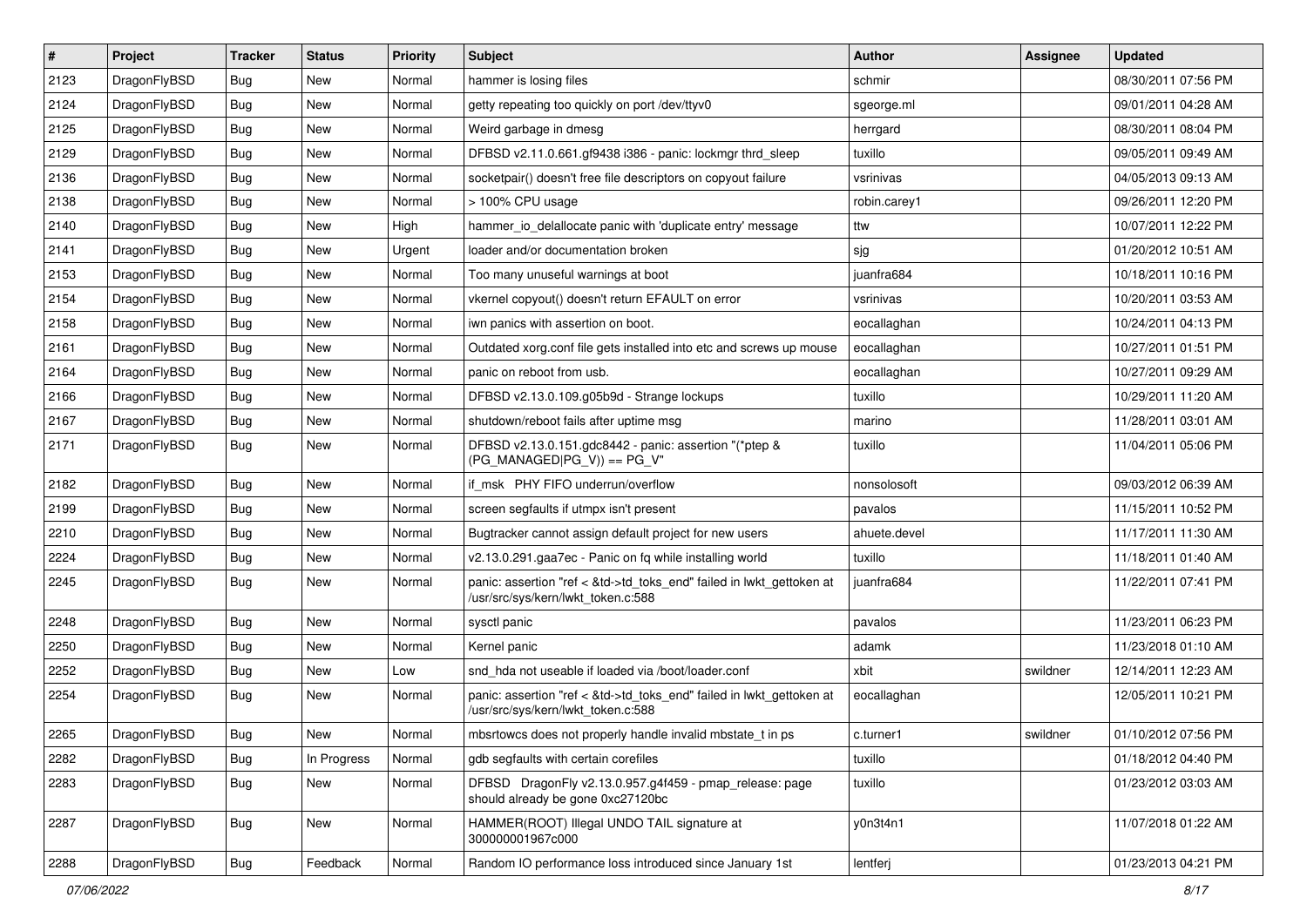| # | Project | Tracker | Status | Priority | Subject | Author | Assignee | Updated |
|---|---|---|---|---|---|---|---|---|
| 2123 | DragonFlyBSD | Bug | New | Normal | hammer is losing files | schmir | | 08/30/2011 07:56 PM |
| 2124 | DragonFlyBSD | Bug | New | Normal | getty repeating too quickly on port /dev/ttyv0 | sgeorge.ml | | 09/01/2011 04:28 AM |
| 2125 | DragonFlyBSD | Bug | New | Normal | Weird garbage in dmesg | herrgard | | 08/30/2011 08:04 PM |
| 2129 | DragonFlyBSD | Bug | New | Normal | DFBSD v2.11.0.661.gf9438 i386 - panic: lockmgr thrd_sleep | tuxillo | | 09/05/2011 09:49 AM |
| 2136 | DragonFlyBSD | Bug | New | Normal | socketpair() doesn't free file descriptors on copyout failure | vsrinivas | | 04/05/2013 09:13 AM |
| 2138 | DragonFlyBSD | Bug | New | Normal | > 100% CPU usage | robin.carey1 | | 09/26/2011 12:20 PM |
| 2140 | DragonFlyBSD | Bug | New | High | hammer_io_delallocate panic with 'duplicate entry' message | ttw | | 10/07/2011 12:22 PM |
| 2141 | DragonFlyBSD | Bug | New | Urgent | loader and/or documentation broken | sjg | | 01/20/2012 10:51 AM |
| 2153 | DragonFlyBSD | Bug | New | Normal | Too many unuseful warnings at boot | juanfra684 | | 10/18/2011 10:16 PM |
| 2154 | DragonFlyBSD | Bug | New | Normal | vkernel copyout() doesn't return EFAULT on error | vsrinivas | | 10/20/2011 03:53 AM |
| 2158 | DragonFlyBSD | Bug | New | Normal | iwn panics with assertion on boot. | eocallaghan | | 10/24/2011 04:13 PM |
| 2161 | DragonFlyBSD | Bug | New | Normal | Outdated xorg.conf file gets installed into etc and screws up mouse | eocallaghan | | 10/27/2011 01:51 PM |
| 2164 | DragonFlyBSD | Bug | New | Normal | panic on reboot from usb. | eocallaghan | | 10/27/2011 09:29 AM |
| 2166 | DragonFlyBSD | Bug | New | Normal | DFBSD v2.13.0.109.g05b9d - Strange lockups | tuxillo | | 10/29/2011 11:20 AM |
| 2167 | DragonFlyBSD | Bug | New | Normal | shutdown/reboot fails after uptime msg | marino | | 11/28/2011 03:01 AM |
| 2171 | DragonFlyBSD | Bug | New | Normal | DFBSD v2.13.0.151.gdc8442 - panic: assertion "(*ptep & (PG_MANAGED\|PG_V)) == PG_V" | tuxillo | | 11/04/2011 05:06 PM |
| 2182 | DragonFlyBSD | Bug | New | Normal | if_msk PHY FIFO underrun/overflow | nonsolosoft | | 09/03/2012 06:39 AM |
| 2199 | DragonFlyBSD | Bug | New | Normal | screen segfaults if utmpx isn't present | pavalos | | 11/15/2011 10:52 PM |
| 2210 | DragonFlyBSD | Bug | New | Normal | Bugtracker cannot assign default project for new users | ahuete.devel | | 11/17/2011 11:30 AM |
| 2224 | DragonFlyBSD | Bug | New | Normal | v2.13.0.291.gaa7ec - Panic on fq while installing world | tuxillo | | 11/18/2011 01:40 AM |
| 2245 | DragonFlyBSD | Bug | New | Normal | panic: assertion "ref < &td->td_toks_end" failed in lwkt_gettoken at /usr/src/sys/kern/lwkt_token.c:588 | juanfra684 | | 11/22/2011 07:41 PM |
| 2248 | DragonFlyBSD | Bug | New | Normal | sysctl panic | pavalos | | 11/23/2011 06:23 PM |
| 2250 | DragonFlyBSD | Bug | New | Normal | Kernel panic | adamk | | 11/23/2018 01:10 AM |
| 2252 | DragonFlyBSD | Bug | New | Low | snd_hda not useable if loaded via /boot/loader.conf | xbit | swildner | 12/14/2011 12:23 AM |
| 2254 | DragonFlyBSD | Bug | New | Normal | panic: assertion "ref < &td->td_toks_end" failed in lwkt_gettoken at /usr/src/sys/kern/lwkt_token.c:588 | eocallaghan | | 12/05/2011 10:21 PM |
| 2265 | DragonFlyBSD | Bug | New | Normal | mbsrtowcs does not properly handle invalid mbstate_t in ps | c.turner1 | swildner | 01/10/2012 07:56 PM |
| 2282 | DragonFlyBSD | Bug | In Progress | Normal | gdb segfaults with certain corefiles | tuxillo | | 01/18/2012 04:40 PM |
| 2283 | DragonFlyBSD | Bug | New | Normal | DFBSD DragonFly v2.13.0.957.g4f459 - pmap_release: page should already be gone 0xc27120bc | tuxillo | | 01/23/2012 03:03 AM |
| 2287 | DragonFlyBSD | Bug | New | Normal | HAMMER(ROOT) Illegal UNDO TAIL signature at 300000001967c000 | y0n3t4n1 | | 11/07/2018 01:22 AM |
| 2288 | DragonFlyBSD | Bug | Feedback | Normal | Random IO performance loss introduced since January 1st | lentferj | | 01/23/2013 04:21 PM |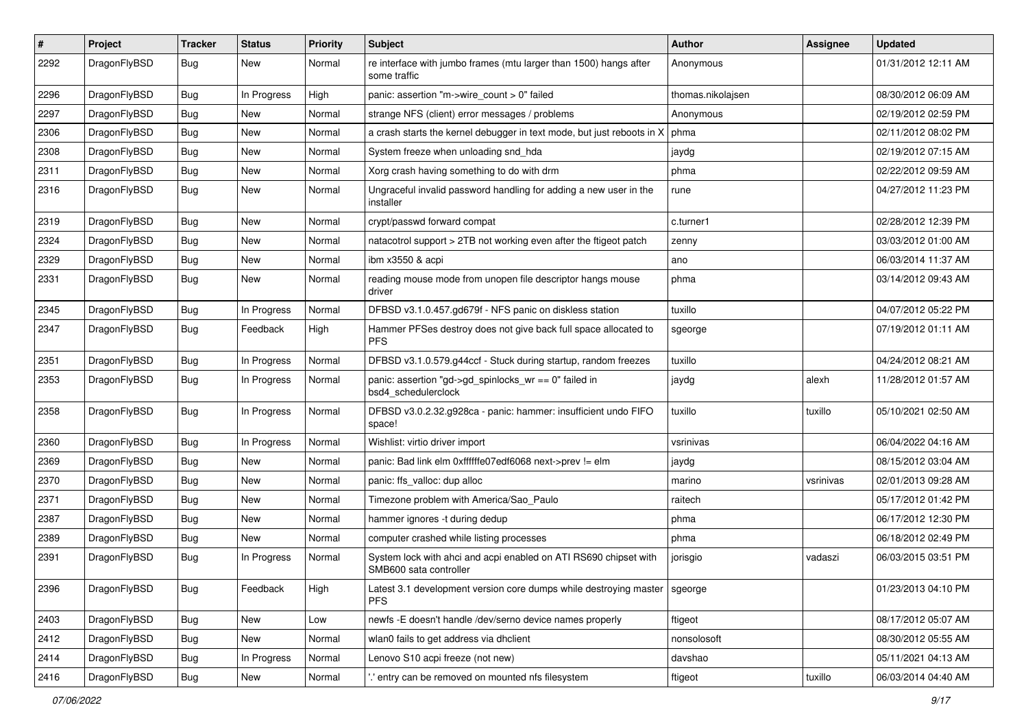| # | Project | Tracker | Status | Priority | Subject | Author | Assignee | Updated |
|---|---|---|---|---|---|---|---|---|
| 2292 | DragonFlyBSD | Bug | New | Normal | re interface with jumbo frames (mtu larger than 1500) hangs after some traffic | Anonymous | | 01/31/2012 12:11 AM |
| 2296 | DragonFlyBSD | Bug | In Progress | High | panic: assertion "m->wire_count > 0" failed | thomas.nikolajsen | | 08/30/2012 06:09 AM |
| 2297 | DragonFlyBSD | Bug | New | Normal | strange NFS (client) error messages / problems | Anonymous | | 02/19/2012 02:59 PM |
| 2306 | DragonFlyBSD | Bug | New | Normal | a crash starts the kernel debugger in text mode, but just reboots in X | phma | | 02/11/2012 08:02 PM |
| 2308 | DragonFlyBSD | Bug | New | Normal | System freeze when unloading snd_hda | jaydg | | 02/19/2012 07:15 AM |
| 2311 | DragonFlyBSD | Bug | New | Normal | Xorg crash having something to do with drm | phma | | 02/22/2012 09:59 AM |
| 2316 | DragonFlyBSD | Bug | New | Normal | Ungraceful invalid password handling for adding a new user in the installer | rune | | 04/27/2012 11:23 PM |
| 2319 | DragonFlyBSD | Bug | New | Normal | crypt/passwd forward compat | c.turner1 | | 02/28/2012 12:39 PM |
| 2324 | DragonFlyBSD | Bug | New | Normal | natacotrol support > 2TB not working even after the ftigeot patch | zenny | | 03/03/2012 01:00 AM |
| 2329 | DragonFlyBSD | Bug | New | Normal | ibm x3550 & acpi | ano | | 06/03/2014 11:37 AM |
| 2331 | DragonFlyBSD | Bug | New | Normal | reading mouse mode from unopen file descriptor hangs mouse driver | phma | | 03/14/2012 09:43 AM |
| 2345 | DragonFlyBSD | Bug | In Progress | Normal | DFBSD v3.1.0.457.gd679f - NFS panic on diskless station | tuxillo | | 04/07/2012 05:22 PM |
| 2347 | DragonFlyBSD | Bug | Feedback | High | Hammer PFSes destroy does not give back full space allocated to PFS | sgeorge | | 07/19/2012 01:11 AM |
| 2351 | DragonFlyBSD | Bug | In Progress | Normal | DFBSD v3.1.0.579.g44ccf - Stuck during startup, random freezes | tuxillo | | 04/24/2012 08:21 AM |
| 2353 | DragonFlyBSD | Bug | In Progress | Normal | panic: assertion "gd->gd_spinlocks_wr == 0" failed in bsd4_schedulerclock | jaydg | alexh | 11/28/2012 01:57 AM |
| 2358 | DragonFlyBSD | Bug | In Progress | Normal | DFBSD v3.0.2.32.g928ca - panic: hammer: insufficient undo FIFO space! | tuxillo | tuxillo | 05/10/2021 02:50 AM |
| 2360 | DragonFlyBSD | Bug | In Progress | Normal | Wishlist: virtio driver import | vsrinivas | | 06/04/2022 04:16 AM |
| 2369 | DragonFlyBSD | Bug | New | Normal | panic: Bad link elm 0xffffffe07edf6068 next->prev != elm | jaydg | | 08/15/2012 03:04 AM |
| 2370 | DragonFlyBSD | Bug | New | Normal | panic: ffs_valloc: dup alloc | marino | vsrinivas | 02/01/2013 09:28 AM |
| 2371 | DragonFlyBSD | Bug | New | Normal | Timezone problem with America/Sao_Paulo | raitech | | 05/17/2012 01:42 PM |
| 2387 | DragonFlyBSD | Bug | New | Normal | hammer ignores -t during dedup | phma | | 06/17/2012 12:30 PM |
| 2389 | DragonFlyBSD | Bug | New | Normal | computer crashed while listing processes | phma | | 06/18/2012 02:49 PM |
| 2391 | DragonFlyBSD | Bug | In Progress | Normal | System lock with ahci and acpi enabled on ATI RS690 chipset with SMB600 sata controller | jorisgio | vadaszi | 06/03/2015 03:51 PM |
| 2396 | DragonFlyBSD | Bug | Feedback | High | Latest 3.1 development version core dumps while destroying master PFS | sgeorge | | 01/23/2013 04:10 PM |
| 2403 | DragonFlyBSD | Bug | New | Low | newfs -E doesn't handle /dev/serno device names properly | ftigeot | | 08/17/2012 05:07 AM |
| 2412 | DragonFlyBSD | Bug | New | Normal | wlan0 fails to get address via dhclient | nonsolosoft | | 08/30/2012 05:55 AM |
| 2414 | DragonFlyBSD | Bug | In Progress | Normal | Lenovo S10 acpi freeze (not new) | davshao | | 05/11/2021 04:13 AM |
| 2416 | DragonFlyBSD | Bug | New | Normal | '.' entry can be removed on mounted nfs filesystem | ftigeot | tuxillo | 06/03/2014 04:40 AM |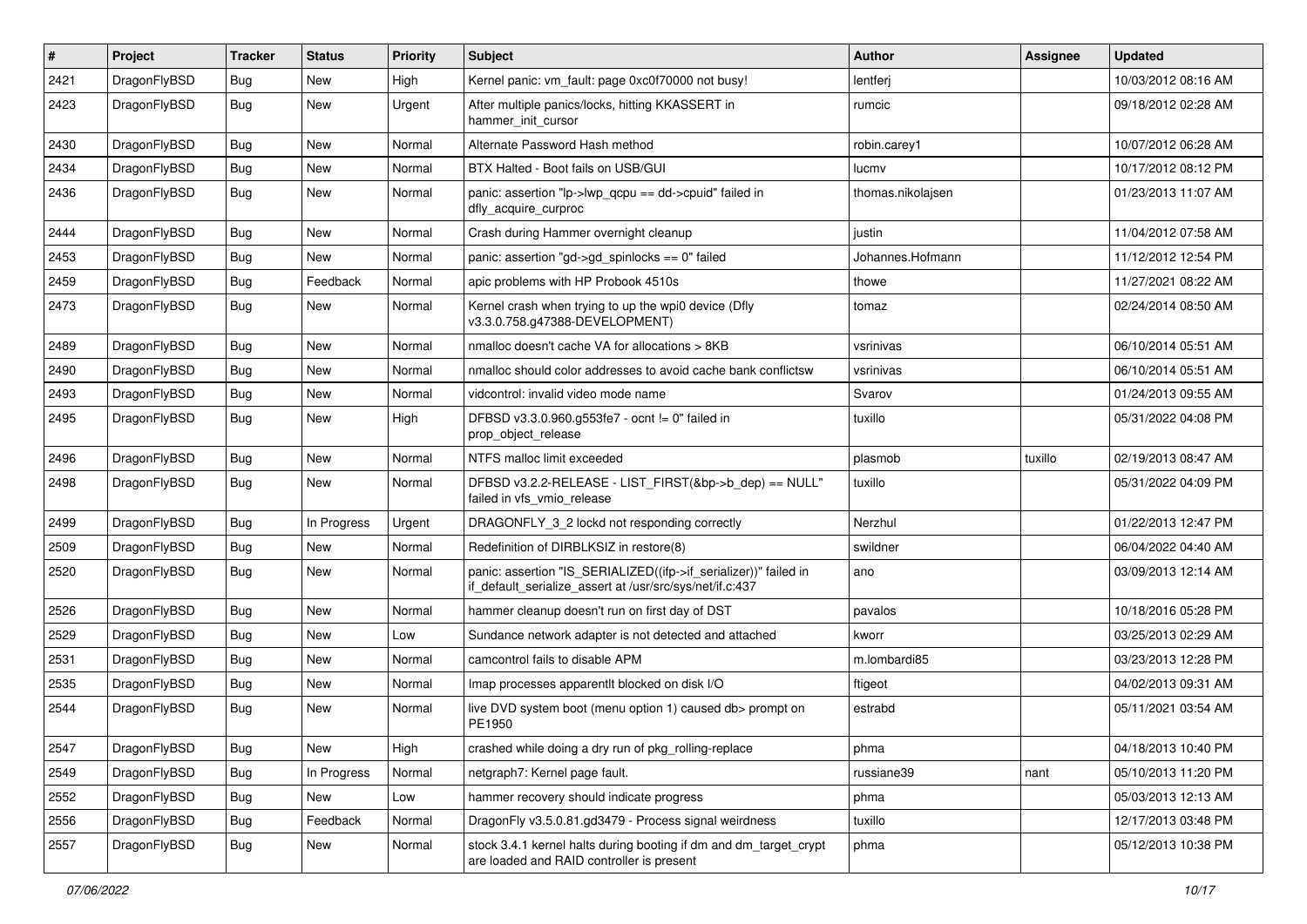| # | Project | Tracker | Status | Priority | Subject | Author | Assignee | Updated |
|---|---|---|---|---|---|---|---|---|
| 2421 | DragonFlyBSD | Bug | New | High | Kernel panic: vm_fault: page 0xc0f70000 not busy! | lentferj | | 10/03/2012 08:16 AM |
| 2423 | DragonFlyBSD | Bug | New | Urgent | After multiple panics/locks, hitting KKASSERT in hammer_init_cursor | rumcic | | 09/18/2012 02:28 AM |
| 2430 | DragonFlyBSD | Bug | New | Normal | Alternate Password Hash method | robin.carey1 | | 10/07/2012 06:28 AM |
| 2434 | DragonFlyBSD | Bug | New | Normal | BTX Halted - Boot fails on USB/GUI | lucmv | | 10/17/2012 08:12 PM |
| 2436 | DragonFlyBSD | Bug | New | Normal | panic: assertion "lp->lwp_qcpu == dd->cpuid" failed in dfly_acquire_curproc | thomas.nikolajsen | | 01/23/2013 11:07 AM |
| 2444 | DragonFlyBSD | Bug | New | Normal | Crash during Hammer overnight cleanup | justin | | 11/04/2012 07:58 AM |
| 2453 | DragonFlyBSD | Bug | New | Normal | panic: assertion "gd->gd_spinlocks == 0" failed | Johannes.Hofmann | | 11/12/2012 12:54 PM |
| 2459 | DragonFlyBSD | Bug | Feedback | Normal | apic problems with HP Probook 4510s | thowe | | 11/27/2021 08:22 AM |
| 2473 | DragonFlyBSD | Bug | New | Normal | Kernel crash when trying to up the wpi0 device (Dfly v3.3.0.758.g47388-DEVELOPMENT) | tomaz | | 02/24/2014 08:50 AM |
| 2489 | DragonFlyBSD | Bug | New | Normal | nmalloc doesn't cache VA for allocations > 8KB | vsrinivas | | 06/10/2014 05:51 AM |
| 2490 | DragonFlyBSD | Bug | New | Normal | nmalloc should color addresses to avoid cache bank conflictsw | vsrinivas | | 06/10/2014 05:51 AM |
| 2493 | DragonFlyBSD | Bug | New | Normal | vidcontrol: invalid video mode name | Svarov | | 01/24/2013 09:55 AM |
| 2495 | DragonFlyBSD | Bug | New | High | DFBSD v3.3.0.960.g553fe7 - ocnt != 0" failed in prop_object_release | tuxillo | | 05/31/2022 04:08 PM |
| 2496 | DragonFlyBSD | Bug | New | Normal | NTFS malloc limit exceeded | plasmob | tuxillo | 02/19/2013 08:47 AM |
| 2498 | DragonFlyBSD | Bug | New | Normal | DFBSD v3.2.2-RELEASE - LIST_FIRST(&bp->b_dep) == NULL" failed in vfs_vmio_release | tuxillo | | 05/31/2022 04:09 PM |
| 2499 | DragonFlyBSD | Bug | In Progress | Urgent | DRAGONFLY_3_2 lockd not responding correctly | Nerzhul | | 01/22/2013 12:47 PM |
| 2509 | DragonFlyBSD | Bug | New | Normal | Redefinition of DIRBLKSIZ in restore(8) | swildner | | 06/04/2022 04:40 AM |
| 2520 | DragonFlyBSD | Bug | New | Normal | panic: assertion "IS_SERIALIZED((ifp->if_serializer))" failed in if_default_serialize_assert at /usr/src/sys/net/if.c:437 | ano | | 03/09/2013 12:14 AM |
| 2526 | DragonFlyBSD | Bug | New | Normal | hammer cleanup doesn't run on first day of DST | pavalos | | 10/18/2016 05:28 PM |
| 2529 | DragonFlyBSD | Bug | New | Low | Sundance network adapter is not detected and attached | kworr | | 03/25/2013 02:29 AM |
| 2531 | DragonFlyBSD | Bug | New | Normal | camcontrol fails to disable APM | m.lombardi85 | | 03/23/2013 12:28 PM |
| 2535 | DragonFlyBSD | Bug | New | Normal | Imap processes apparentlt blocked on disk I/O | ftigeot | | 04/02/2013 09:31 AM |
| 2544 | DragonFlyBSD | Bug | New | Normal | live DVD system boot (menu option 1) caused db> prompt on PE1950 | estrabd | | 05/11/2021 03:54 AM |
| 2547 | DragonFlyBSD | Bug | New | High | crashed while doing a dry run of pkg_rolling-replace | phma | | 04/18/2013 10:40 PM |
| 2549 | DragonFlyBSD | Bug | In Progress | Normal | netgraph7: Kernel page fault. | russiane39 | nant | 05/10/2013 11:20 PM |
| 2552 | DragonFlyBSD | Bug | New | Low | hammer recovery should indicate progress | phma | | 05/03/2013 12:13 AM |
| 2556 | DragonFlyBSD | Bug | Feedback | Normal | DragonFly v3.5.0.81.gd3479 - Process signal weirdness | tuxillo | | 12/17/2013 03:48 PM |
| 2557 | DragonFlyBSD | Bug | New | Normal | stock 3.4.1 kernel halts during booting if dm and dm_target_crypt are loaded and RAID controller is present | phma | | 05/12/2013 10:38 PM |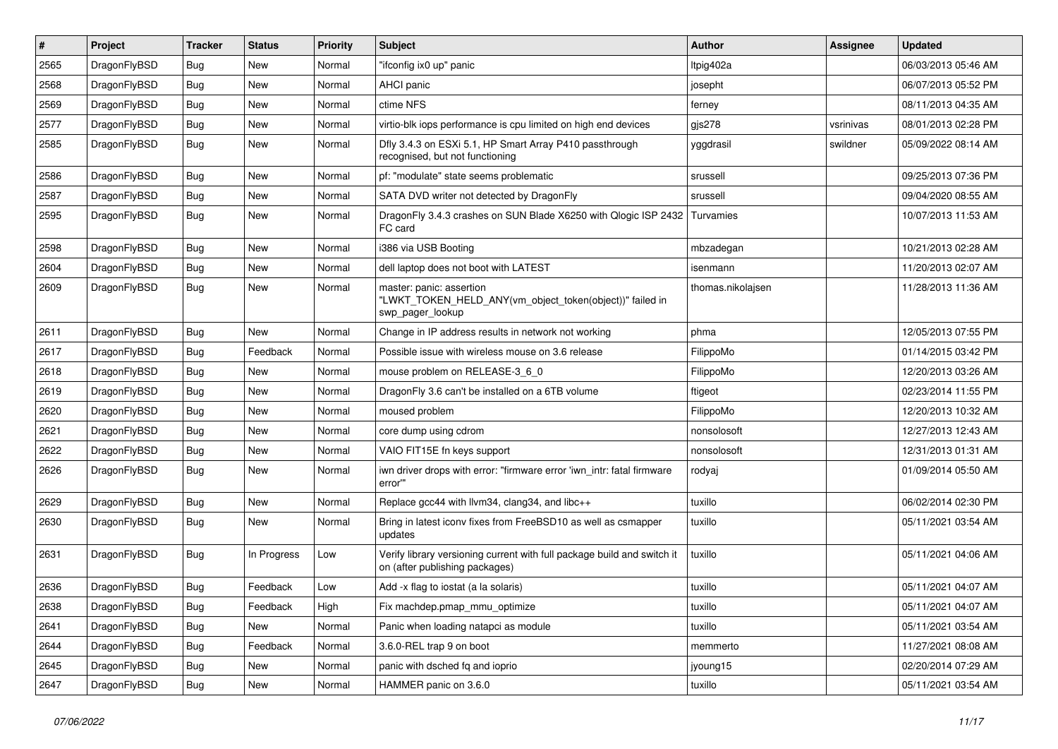| # | Project | Tracker | Status | Priority | Subject | Author | Assignee | Updated |
|---|---|---|---|---|---|---|---|---|
| 2565 | DragonFlyBSD | Bug | New | Normal | "ifconfig ix0 up" panic | ltpig402a | | 06/03/2013 05:46 AM |
| 2568 | DragonFlyBSD | Bug | New | Normal | AHCI panic | josepht | | 06/07/2013 05:52 PM |
| 2569 | DragonFlyBSD | Bug | New | Normal | ctime NFS | ferney | | 08/11/2013 04:35 AM |
| 2577 | DragonFlyBSD | Bug | New | Normal | virtio-blk iops performance is cpu limited on high end devices | gjs278 | vsrinivas | 08/01/2013 02:28 PM |
| 2585 | DragonFlyBSD | Bug | New | Normal | Dfly 3.4.3 on ESXi 5.1, HP Smart Array P410 passthrough recognised, but not functioning | yggdrasil | swildner | 05/09/2022 08:14 AM |
| 2586 | DragonFlyBSD | Bug | New | Normal | pf: "modulate" state seems problematic | srussell | | 09/25/2013 07:36 PM |
| 2587 | DragonFlyBSD | Bug | New | Normal | SATA DVD writer not detected by DragonFly | srussell | | 09/04/2020 08:55 AM |
| 2595 | DragonFlyBSD | Bug | New | Normal | DragonFly 3.4.3 crashes on SUN Blade X6250 with Qlogic ISP 2432 FC card | Turvamies | | 10/07/2013 11:53 AM |
| 2598 | DragonFlyBSD | Bug | New | Normal | i386 via USB Booting | mbzadegan | | 10/21/2013 02:28 AM |
| 2604 | DragonFlyBSD | Bug | New | Normal | dell laptop does not boot with LATEST | isenmann | | 11/20/2013 02:07 AM |
| 2609 | DragonFlyBSD | Bug | New | Normal | master: panic: assertion "LWKT_TOKEN_HELD_ANY(vm_object_token(object))" failed in swp_pager_lookup | thomas.nikolajsen | | 11/28/2013 11:36 AM |
| 2611 | DragonFlyBSD | Bug | New | Normal | Change in IP address results in network not working | phma | | 12/05/2013 07:55 PM |
| 2617 | DragonFlyBSD | Bug | Feedback | Normal | Possible issue with wireless mouse on 3.6 release | FilippoMo | | 01/14/2015 03:42 PM |
| 2618 | DragonFlyBSD | Bug | New | Normal | mouse problem on RELEASE-3_6_0 | FilippoMo | | 12/20/2013 03:26 AM |
| 2619 | DragonFlyBSD | Bug | New | Normal | DragonFly 3.6 can't be installed on a 6TB volume | ftigeot | | 02/23/2014 11:55 PM |
| 2620 | DragonFlyBSD | Bug | New | Normal | moused problem | FilippoMo | | 12/20/2013 10:32 AM |
| 2621 | DragonFlyBSD | Bug | New | Normal | core dump using cdrom | nonsolosoft | | 12/27/2013 12:43 AM |
| 2622 | DragonFlyBSD | Bug | New | Normal | VAIO FIT15E fn keys support | nonsolosoft | | 12/31/2013 01:31 AM |
| 2626 | DragonFlyBSD | Bug | New | Normal | iwn driver drops with error: "firmware error 'iwn_intr: fatal firmware error'" | rodyaj | | 01/09/2014 05:50 AM |
| 2629 | DragonFlyBSD | Bug | New | Normal | Replace gcc44 with llvm34, clang34, and libc++ | tuxillo | | 06/02/2014 02:30 PM |
| 2630 | DragonFlyBSD | Bug | New | Normal | Bring in latest iconv fixes from FreeBSD10 as well as csmapper updates | tuxillo | | 05/11/2021 03:54 AM |
| 2631 | DragonFlyBSD | Bug | In Progress | Low | Verify library versioning current with full package build and switch it on (after publishing packages) | tuxillo | | 05/11/2021 04:06 AM |
| 2636 | DragonFlyBSD | Bug | Feedback | Low | Add -x flag to iostat (a la solaris) | tuxillo | | 05/11/2021 04:07 AM |
| 2638 | DragonFlyBSD | Bug | Feedback | High | Fix machdep.pmap_mmu_optimize | tuxillo | | 05/11/2021 04:07 AM |
| 2641 | DragonFlyBSD | Bug | New | Normal | Panic when loading natapci as module | tuxillo | | 05/11/2021 03:54 AM |
| 2644 | DragonFlyBSD | Bug | Feedback | Normal | 3.6.0-REL trap 9 on boot | memmerto | | 11/27/2021 08:08 AM |
| 2645 | DragonFlyBSD | Bug | New | Normal | panic with dsched fq and ioprio | jyoung15 | | 02/20/2014 07:29 AM |
| 2647 | DragonFlyBSD | Bug | New | Normal | HAMMER panic on 3.6.0 | tuxillo | | 05/11/2021 03:54 AM |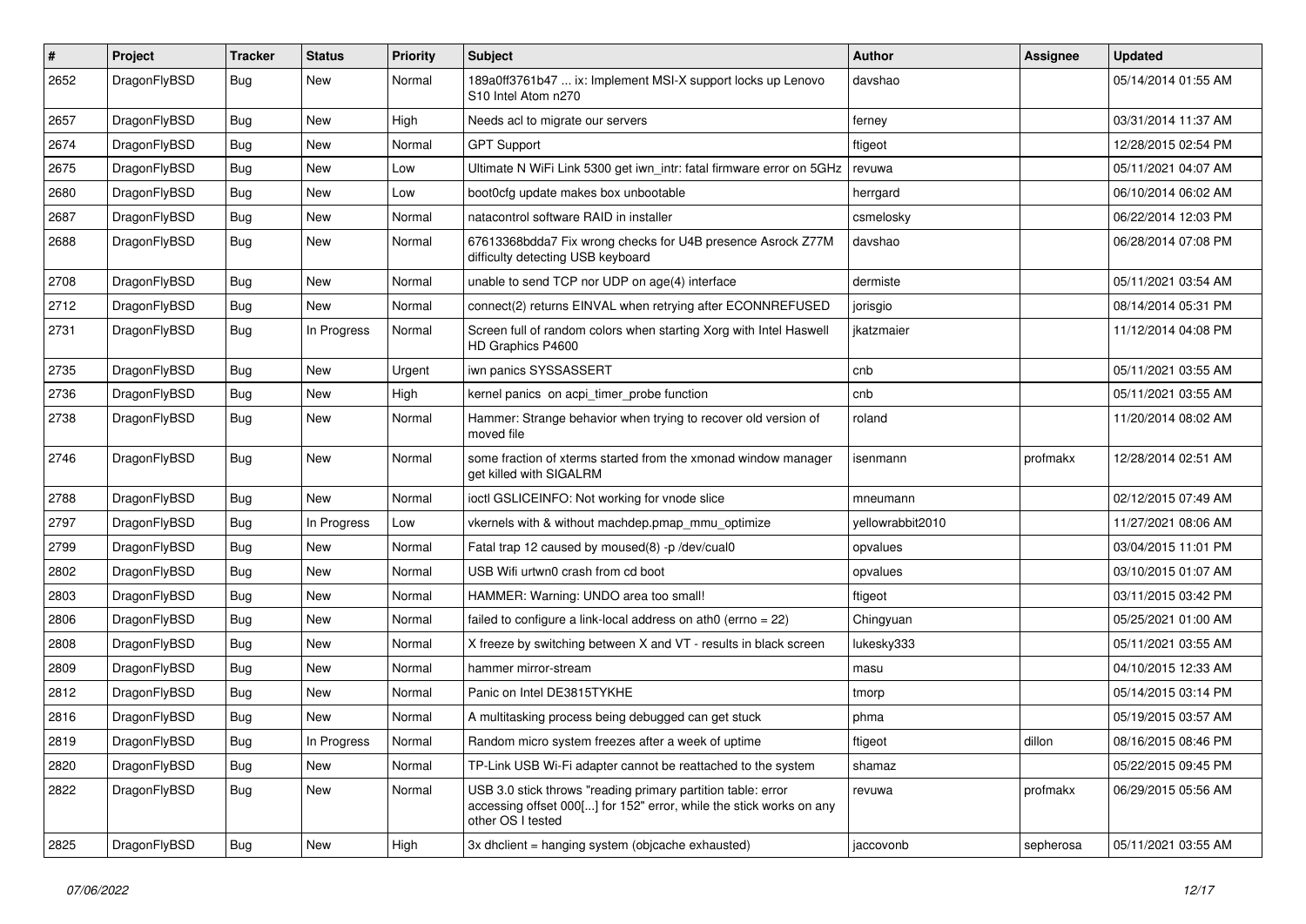| # | Project | Tracker | Status | Priority | Subject | Author | Assignee | Updated |
|---|---|---|---|---|---|---|---|---|
| 2652 | DragonFlyBSD | Bug | New | Normal | 189a0ff3761b47 ... ix: Implement MSI-X support locks up Lenovo S10 Intel Atom n270 | davshao | | 05/14/2014 01:55 AM |
| 2657 | DragonFlyBSD | Bug | New | High | Needs acl to migrate our servers | ferney | | 03/31/2014 11:37 AM |
| 2674 | DragonFlyBSD | Bug | New | Normal | GPT Support | ftigeot | | 12/28/2015 02:54 PM |
| 2675 | DragonFlyBSD | Bug | New | Low | Ultimate N WiFi Link 5300 get iwn_intr: fatal firmware error on 5GHz | revuwa | | 05/11/2021 04:07 AM |
| 2680 | DragonFlyBSD | Bug | New | Low | boot0cfg update makes box unbootable | herrgard | | 06/10/2014 06:02 AM |
| 2687 | DragonFlyBSD | Bug | New | Normal | natacontrol software RAID in installer | csmelosky | | 06/22/2014 12:03 PM |
| 2688 | DragonFlyBSD | Bug | New | Normal | 67613368bdda7 Fix wrong checks for U4B presence Asrock Z77M difficulty detecting USB keyboard | davshao | | 06/28/2014 07:08 PM |
| 2708 | DragonFlyBSD | Bug | New | Normal | unable to send TCP nor UDP on age(4) interface | dermiste | | 05/11/2021 03:54 AM |
| 2712 | DragonFlyBSD | Bug | New | Normal | connect(2) returns EINVAL when retrying after ECONNREFUSED | jorisgio | | 08/14/2014 05:31 PM |
| 2731 | DragonFlyBSD | Bug | In Progress | Normal | Screen full of random colors when starting Xorg with Intel Haswell HD Graphics P4600 | jkatzmaier | | 11/12/2014 04:08 PM |
| 2735 | DragonFlyBSD | Bug | New | Urgent | iwn panics SYSSASSERT | cnb | | 05/11/2021 03:55 AM |
| 2736 | DragonFlyBSD | Bug | New | High | kernel panics on acpi_timer_probe function | cnb | | 05/11/2021 03:55 AM |
| 2738 | DragonFlyBSD | Bug | New | Normal | Hammer: Strange behavior when trying to recover old version of moved file | roland | | 11/20/2014 08:02 AM |
| 2746 | DragonFlyBSD | Bug | New | Normal | some fraction of xterms started from the xmonad window manager get killed with SIGALRM | isenmann | profmakx | 12/28/2014 02:51 AM |
| 2788 | DragonFlyBSD | Bug | New | Normal | ioctl GSLICEINFO: Not working for vnode slice | mneumann | | 02/12/2015 07:49 AM |
| 2797 | DragonFlyBSD | Bug | In Progress | Low | vkernels with & without machdep.pmap_mmu_optimize | yellowrabbit2010 | | 11/27/2021 08:06 AM |
| 2799 | DragonFlyBSD | Bug | New | Normal | Fatal trap 12 caused by moused(8) -p /dev/cual0 | opvalues | | 03/04/2015 11:01 PM |
| 2802 | DragonFlyBSD | Bug | New | Normal | USB Wifi urtwn0 crash from cd boot | opvalues | | 03/10/2015 01:07 AM |
| 2803 | DragonFlyBSD | Bug | New | Normal | HAMMER: Warning: UNDO area too small! | ftigeot | | 03/11/2015 03:42 PM |
| 2806 | DragonFlyBSD | Bug | New | Normal | failed to configure a link-local address on ath0 (errno = 22) | Chingyuan | | 05/25/2021 01:00 AM |
| 2808 | DragonFlyBSD | Bug | New | Normal | X freeze by switching between X and VT - results in black screen | lukesky333 | | 05/11/2021 03:55 AM |
| 2809 | DragonFlyBSD | Bug | New | Normal | hammer mirror-stream | masu | | 04/10/2015 12:33 AM |
| 2812 | DragonFlyBSD | Bug | New | Normal | Panic on Intel DE3815TYKHE | tmorp | | 05/14/2015 03:14 PM |
| 2816 | DragonFlyBSD | Bug | New | Normal | A multitasking process being debugged can get stuck | phma | | 05/19/2015 03:57 AM |
| 2819 | DragonFlyBSD | Bug | In Progress | Normal | Random micro system freezes after a week of uptime | ftigeot | dillon | 08/16/2015 08:46 PM |
| 2820 | DragonFlyBSD | Bug | New | Normal | TP-Link USB Wi-Fi adapter cannot be reattached to the system | shamaz | | 05/22/2015 09:45 PM |
| 2822 | DragonFlyBSD | Bug | New | Normal | USB 3.0 stick throws "reading primary partition table: error accessing offset 000[...] for 152" error, while the stick works on any other OS I tested | revuwa | profmakx | 06/29/2015 05:56 AM |
| 2825 | DragonFlyBSD | Bug | New | High | 3x dhclient = hanging system (objcache exhausted) | jaccovonb | sepherosa | 05/11/2021 03:55 AM |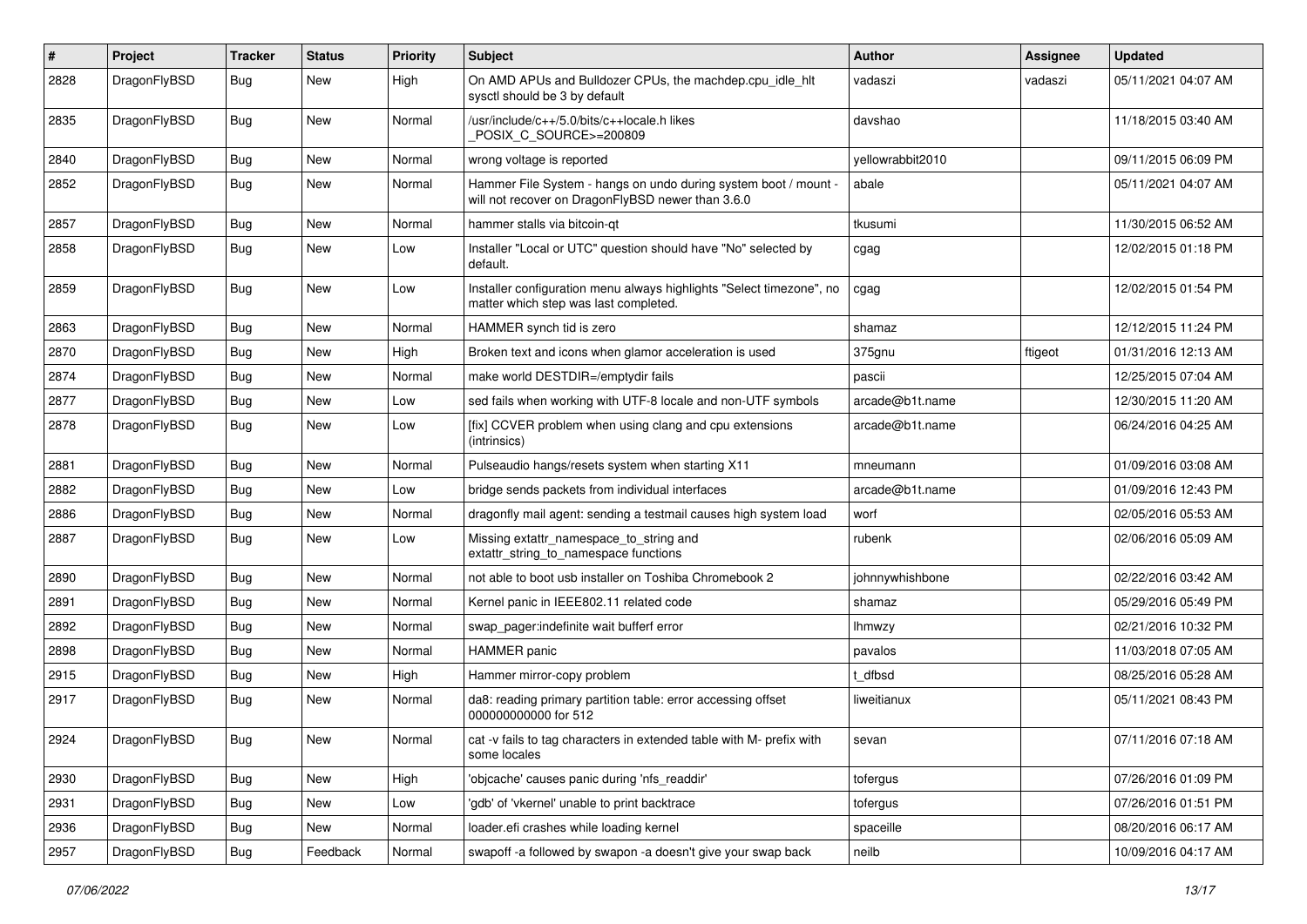| # | Project | Tracker | Status | Priority | Subject | Author | Assignee | Updated |
|---|---|---|---|---|---|---|---|---|
| 2828 | DragonFlyBSD | Bug | New | High | On AMD APUs and Bulldozer CPUs, the machdep.cpu_idle_hlt sysctl should be 3 by default | vadaszi | vadaszi | 05/11/2021 04:07 AM |
| 2835 | DragonFlyBSD | Bug | New | Normal | /usr/include/c++/5.0/bits/c++locale.h likes _POSIX_C_SOURCE>=200809 | davshao | | 11/18/2015 03:40 AM |
| 2840 | DragonFlyBSD | Bug | New | Normal | wrong voltage is reported | yellowrabbit2010 | | 09/11/2015 06:09 PM |
| 2852 | DragonFlyBSD | Bug | New | Normal | Hammer File System - hangs on undo during system boot / mount - will not recover on DragonFlyBSD newer than 3.6.0 | abale | | 05/11/2021 04:07 AM |
| 2857 | DragonFlyBSD | Bug | New | Normal | hammer stalls via bitcoin-qt | tkusumi | | 11/30/2015 06:52 AM |
| 2858 | DragonFlyBSD | Bug | New | Low | Installer "Local or UTC" question should have "No" selected by default. | cgag | | 12/02/2015 01:18 PM |
| 2859 | DragonFlyBSD | Bug | New | Low | Installer configuration menu always highlights "Select timezone", no matter which step was last completed. | cgag | | 12/02/2015 01:54 PM |
| 2863 | DragonFlyBSD | Bug | New | Normal | HAMMER synch tid is zero | shamaz | | 12/12/2015 11:24 PM |
| 2870 | DragonFlyBSD | Bug | New | High | Broken text and icons when glamor acceleration is used | 375gnu | ftigeot | 01/31/2016 12:13 AM |
| 2874 | DragonFlyBSD | Bug | New | Normal | make world DESTDIR=/emptydir fails | pascii | | 12/25/2015 07:04 AM |
| 2877 | DragonFlyBSD | Bug | New | Low | sed fails when working with UTF-8 locale and non-UTF symbols | arcade@b1t.name | | 12/30/2015 11:20 AM |
| 2878 | DragonFlyBSD | Bug | New | Low | [fix] CCVER problem when using clang and cpu extensions (intrinsics) | arcade@b1t.name | | 06/24/2016 04:25 AM |
| 2881 | DragonFlyBSD | Bug | New | Normal | Pulseaudio hangs/resets system when starting X11 | mneumann | | 01/09/2016 03:08 AM |
| 2882 | DragonFlyBSD | Bug | New | Low | bridge sends packets from individual interfaces | arcade@b1t.name | | 01/09/2016 12:43 PM |
| 2886 | DragonFlyBSD | Bug | New | Normal | dragonfly mail agent: sending a testmail causes high system load | worf | | 02/05/2016 05:53 AM |
| 2887 | DragonFlyBSD | Bug | New | Low | Missing extattr_namespace_to_string and extattr_string_to_namespace functions | rubenk | | 02/06/2016 05:09 AM |
| 2890 | DragonFlyBSD | Bug | New | Normal | not able to boot usb installer on Toshiba Chromebook 2 | johnnywhishbone | | 02/22/2016 03:42 AM |
| 2891 | DragonFlyBSD | Bug | New | Normal | Kernel panic in IEEE802.11 related code | shamaz | | 05/29/2016 05:49 PM |
| 2892 | DragonFlyBSD | Bug | New | Normal | swap_pager:indefinite wait bufferf error | lhmwzy | | 02/21/2016 10:32 PM |
| 2898 | DragonFlyBSD | Bug | New | Normal | HAMMER panic | pavalos | | 11/03/2018 07:05 AM |
| 2915 | DragonFlyBSD | Bug | New | High | Hammer mirror-copy problem | t_dfbsd | | 08/25/2016 05:28 AM |
| 2917 | DragonFlyBSD | Bug | New | Normal | da8: reading primary partition table: error accessing offset 000000000000 for 512 | liweitianux | | 05/11/2021 08:43 PM |
| 2924 | DragonFlyBSD | Bug | New | Normal | cat -v fails to tag characters in extended table with M- prefix with some locales | sevan | | 07/11/2016 07:18 AM |
| 2930 | DragonFlyBSD | Bug | New | High | 'objcache' causes panic during 'nfs_readdir' | tofergus | | 07/26/2016 01:09 PM |
| 2931 | DragonFlyBSD | Bug | New | Low | 'gdb' of 'vkernel' unable to print backtrace | tofergus | | 07/26/2016 01:51 PM |
| 2936 | DragonFlyBSD | Bug | New | Normal | loader.efi crashes while loading kernel | spaceille | | 08/20/2016 06:17 AM |
| 2957 | DragonFlyBSD | Bug | Feedback | Normal | swapoff -a followed by swapon -a doesn't give your swap back | neilb | | 10/09/2016 04:17 AM |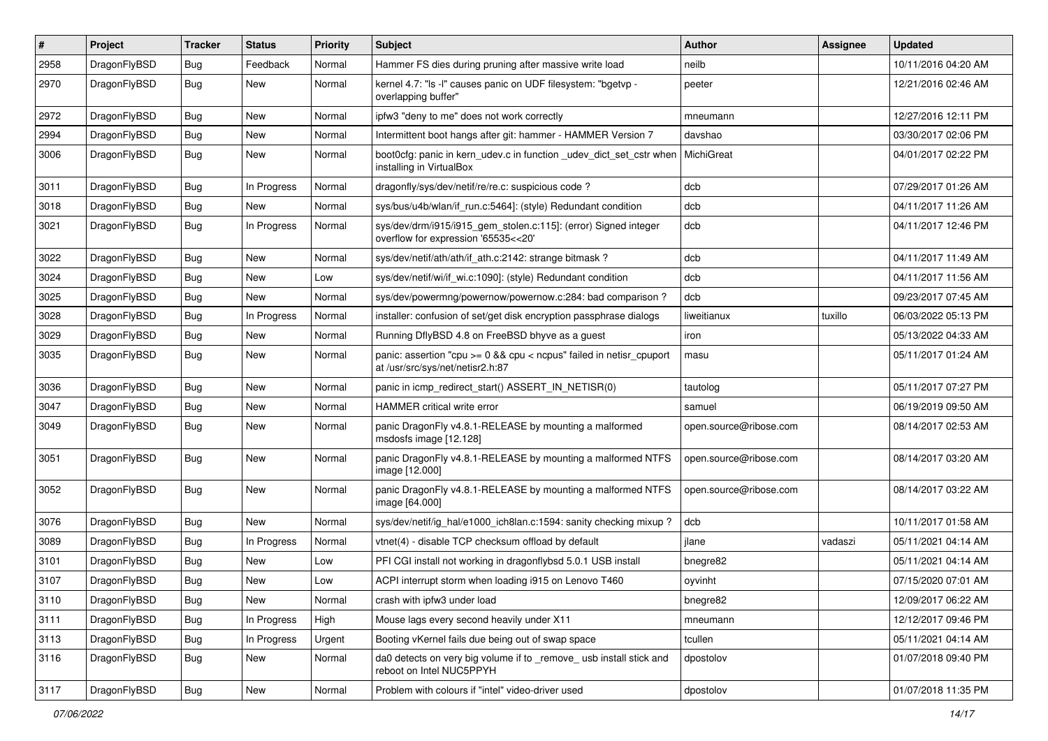| # | Project | Tracker | Status | Priority | Subject | Author | Assignee | Updated |
|---|---|---|---|---|---|---|---|---|
| 2958 | DragonFlyBSD | Bug | Feedback | Normal | Hammer FS dies during pruning after massive write load | neilb | | 10/11/2016 04:20 AM |
| 2970 | DragonFlyBSD | Bug | New | Normal | kernel 4.7: "ls -l" causes panic on UDF filesystem: "bgetvp - overlapping buffer" | peeter | | 12/21/2016 02:46 AM |
| 2972 | DragonFlyBSD | Bug | New | Normal | ipfw3 "deny to me" does not work correctly | mneumann | | 12/27/2016 12:11 PM |
| 2994 | DragonFlyBSD | Bug | New | Normal | Intermittent boot hangs after git: hammer - HAMMER Version 7 | davshao | | 03/30/2017 02:06 PM |
| 3006 | DragonFlyBSD | Bug | New | Normal | boot0cfg: panic in kern_udev.c in function _udev_dict_set_cstr when installing in VirtualBox | MichiGreat | | 04/01/2017 02:22 PM |
| 3011 | DragonFlyBSD | Bug | In Progress | Normal | dragonfly/sys/dev/netif/re/re.c: suspicious code ? | dcb | | 07/29/2017 01:26 AM |
| 3018 | DragonFlyBSD | Bug | New | Normal | sys/bus/u4b/wlan/if_run.c:5464]: (style) Redundant condition | dcb | | 04/11/2017 11:26 AM |
| 3021 | DragonFlyBSD | Bug | In Progress | Normal | sys/dev/drm/i915/i915_gem_stolen.c:115]: (error) Signed integer overflow for expression '65535<<20' | dcb | | 04/11/2017 12:46 PM |
| 3022 | DragonFlyBSD | Bug | New | Normal | sys/dev/netif/ath/ath/if_ath.c:2142: strange bitmask ? | dcb | | 04/11/2017 11:49 AM |
| 3024 | DragonFlyBSD | Bug | New | Low | sys/dev/netif/wi/if_wi.c:1090]: (style) Redundant condition | dcb | | 04/11/2017 11:56 AM |
| 3025 | DragonFlyBSD | Bug | New | Normal | sys/dev/powermng/powernow/powernow.c:284: bad comparison ? | dcb | | 09/23/2017 07:45 AM |
| 3028 | DragonFlyBSD | Bug | In Progress | Normal | installer: confusion of set/get disk encryption passphrase dialogs | liweitianux | tuxillo | 06/03/2022 05:13 PM |
| 3029 | DragonFlyBSD | Bug | New | Normal | Running DflyBSD 4.8 on FreeBSD bhyve as a guest | iron | | 05/13/2022 04:33 AM |
| 3035 | DragonFlyBSD | Bug | New | Normal | panic: assertion "cpu >= 0 && cpu < ncpus" failed in netisr_cpuport at /usr/src/sys/net/netisr2.h:87 | masu | | 05/11/2017 01:24 AM |
| 3036 | DragonFlyBSD | Bug | New | Normal | panic in icmp_redirect_start() ASSERT_IN_NETISR(0) | tautolog | | 05/11/2017 07:27 PM |
| 3047 | DragonFlyBSD | Bug | New | Normal | HAMMER critical write error | samuel | | 06/19/2019 09:50 AM |
| 3049 | DragonFlyBSD | Bug | New | Normal | panic DragonFly v4.8.1-RELEASE by mounting a malformed msdosfs image [12.128] | open.source@ribose.com | | 08/14/2017 02:53 AM |
| 3051 | DragonFlyBSD | Bug | New | Normal | panic DragonFly v4.8.1-RELEASE by mounting a malformed NTFS image [12.000] | open.source@ribose.com | | 08/14/2017 03:20 AM |
| 3052 | DragonFlyBSD | Bug | New | Normal | panic DragonFly v4.8.1-RELEASE by mounting a malformed NTFS image [64.000] | open.source@ribose.com | | 08/14/2017 03:22 AM |
| 3076 | DragonFlyBSD | Bug | New | Normal | sys/dev/netif/ig_hal/e1000_ich8lan.c:1594: sanity checking mixup ? | dcb | | 10/11/2017 01:58 AM |
| 3089 | DragonFlyBSD | Bug | In Progress | Normal | vtnet(4) - disable TCP checksum offload by default | jlane | vadaszi | 05/11/2021 04:14 AM |
| 3101 | DragonFlyBSD | Bug | New | Low | PFI CGI install not working in dragonflybsd 5.0.1 USB install | bnegre82 | | 05/11/2021 04:14 AM |
| 3107 | DragonFlyBSD | Bug | New | Low | ACPI interrupt storm when loading i915 on Lenovo T460 | oyvinht | | 07/15/2020 07:01 AM |
| 3110 | DragonFlyBSD | Bug | New | Normal | crash with ipfw3 under load | bnegre82 | | 12/09/2017 06:22 AM |
| 3111 | DragonFlyBSD | Bug | In Progress | High | Mouse lags every second heavily under X11 | mneumann | | 12/12/2017 09:46 PM |
| 3113 | DragonFlyBSD | Bug | In Progress | Urgent | Booting vKernel fails due being out of swap space | tcullen | | 05/11/2021 04:14 AM |
| 3116 | DragonFlyBSD | Bug | New | Normal | da0 detects on very big volume if to _remove_ usb install stick and reboot on Intel NUC5PPYH | dpostolov | | 01/07/2018 09:40 PM |
| 3117 | DragonFlyBSD | Bug | New | Normal | Problem with colours if "intel" video-driver used | dpostolov | | 01/07/2018 11:35 PM |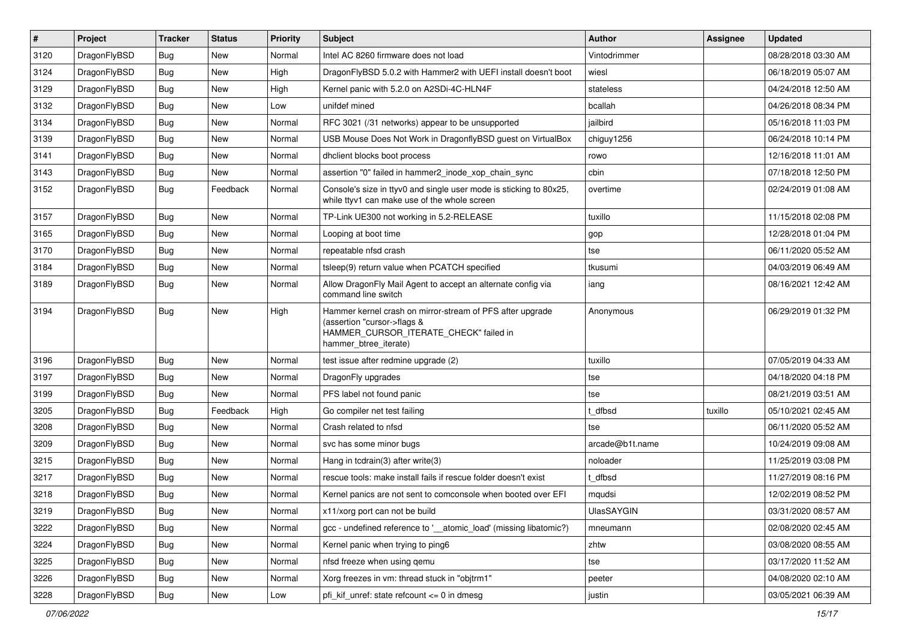| # | Project | Tracker | Status | Priority | Subject | Author | Assignee | Updated |
|---|---|---|---|---|---|---|---|---|
| 3120 | DragonFlyBSD | Bug | New | Normal | Intel AC 8260 firmware does not load | Vintodrimmer | | 08/28/2018 03:30 AM |
| 3124 | DragonFlyBSD | Bug | New | High | DragonFlyBSD 5.0.2 with Hammer2 with UEFI install doesn't boot | wiesl | | 06/18/2019 05:07 AM |
| 3129 | DragonFlyBSD | Bug | New | High | Kernel panic with 5.2.0 on A2SDi-4C-HLN4F | stateless | | 04/24/2018 12:50 AM |
| 3132 | DragonFlyBSD | Bug | New | Low | unifdef mined | bcallah | | 04/26/2018 08:34 PM |
| 3134 | DragonFlyBSD | Bug | New | Normal | RFC 3021 (/31 networks) appear to be unsupported | jailbird | | 05/16/2018 11:03 PM |
| 3139 | DragonFlyBSD | Bug | New | Normal | USB Mouse Does Not Work in DragonflyBSD guest on VirtualBox | chiguy1256 | | 06/24/2018 10:14 PM |
| 3141 | DragonFlyBSD | Bug | New | Normal | dhclient blocks boot process | rowo | | 12/16/2018 11:01 AM |
| 3143 | DragonFlyBSD | Bug | New | Normal | assertion "0" failed in hammer2_inode_xop_chain_sync | cbin | | 07/18/2018 12:50 PM |
| 3152 | DragonFlyBSD | Bug | Feedback | Normal | Console's size in ttyv0 and single user mode is sticking to 80x25, while ttyv1 can make use of the whole screen | overtime | | 02/24/2019 01:08 AM |
| 3157 | DragonFlyBSD | Bug | New | Normal | TP-Link UE300 not working in 5.2-RELEASE | tuxillo | | 11/15/2018 02:08 PM |
| 3165 | DragonFlyBSD | Bug | New | Normal | Looping at boot time | gop | | 12/28/2018 01:04 PM |
| 3170 | DragonFlyBSD | Bug | New | Normal | repeatable nfsd crash | tse | | 06/11/2020 05:52 AM |
| 3184 | DragonFlyBSD | Bug | New | Normal | tsleep(9) return value when PCATCH specified | tkusumi | | 04/03/2019 06:49 AM |
| 3189 | DragonFlyBSD | Bug | New | Normal | Allow DragonFly Mail Agent to accept an alternate config via command line switch | iang | | 08/16/2021 12:42 AM |
| 3194 | DragonFlyBSD | Bug | New | High | Hammer kernel crash on mirror-stream of PFS after upgrade (assertion "cursor->flags & HAMMER_CURSOR_ITERATE_CHECK" failed in hammer_btree_iterate) | Anonymous | | 06/29/2019 01:32 PM |
| 3196 | DragonFlyBSD | Bug | New | Normal | test issue after redmine upgrade (2) | tuxillo | | 07/05/2019 04:33 AM |
| 3197 | DragonFlyBSD | Bug | New | Normal | DragonFly upgrades | tse | | 04/18/2020 04:18 PM |
| 3199 | DragonFlyBSD | Bug | New | Normal | PFS label not found panic | tse | | 08/21/2019 03:51 AM |
| 3205 | DragonFlyBSD | Bug | Feedback | High | Go compiler net test failing | t_dfbsd | tuxillo | 05/10/2021 02:45 AM |
| 3208 | DragonFlyBSD | Bug | New | Normal | Crash related to nfsd | tse | | 06/11/2020 05:52 AM |
| 3209 | DragonFlyBSD | Bug | New | Normal | svc has some minor bugs | arcade@b1t.name | | 10/24/2019 09:08 AM |
| 3215 | DragonFlyBSD | Bug | New | Normal | Hang in tcdrain(3) after write(3) | noloader | | 11/25/2019 03:08 PM |
| 3217 | DragonFlyBSD | Bug | New | Normal | rescue tools: make install fails if rescue folder doesn't exist | t_dfbsd | | 11/27/2019 08:16 PM |
| 3218 | DragonFlyBSD | Bug | New | Normal | Kernel panics are not sent to comconsole when booted over EFI | mqudsi | | 12/02/2019 08:52 PM |
| 3219 | DragonFlyBSD | Bug | New | Normal | x11/xorg port can not be build | UlasSAYGIN | | 03/31/2020 08:57 AM |
| 3222 | DragonFlyBSD | Bug | New | Normal | gcc - undefined reference to '__atomic_load' (missing libatomic?) | mneumann | | 02/08/2020 02:45 AM |
| 3224 | DragonFlyBSD | Bug | New | Normal | Kernel panic when trying to ping6 | zhtw | | 03/08/2020 08:55 AM |
| 3225 | DragonFlyBSD | Bug | New | Normal | nfsd freeze when using qemu | tse | | 03/17/2020 11:52 AM |
| 3226 | DragonFlyBSD | Bug | New | Normal | Xorg freezes in vm: thread stuck in "objtrm1" | peeter | | 04/08/2020 02:10 AM |
| 3228 | DragonFlyBSD | Bug | New | Low | pfi_kif_unref: state refcount <= 0 in dmesg | justin | | 03/05/2021 06:39 AM |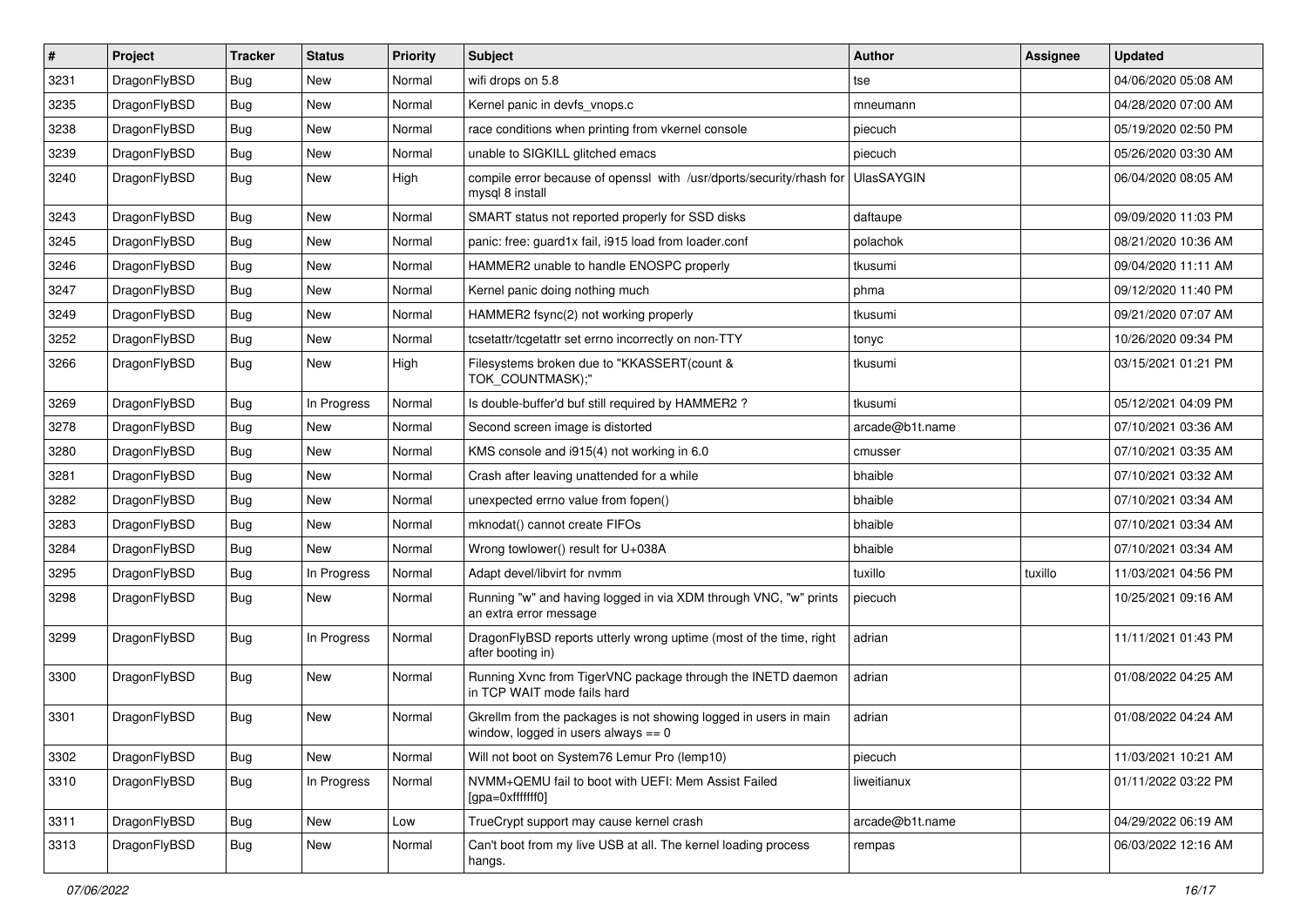| # | Project | Tracker | Status | Priority | Subject | Author | Assignee | Updated |
|---|---|---|---|---|---|---|---|---|
| 3231 | DragonFlyBSD | Bug | New | Normal | wifi drops on 5.8 | tse | | 04/06/2020 05:08 AM |
| 3235 | DragonFlyBSD | Bug | New | Normal | Kernel panic in devfs_vnops.c | mneumann | | 04/28/2020 07:00 AM |
| 3238 | DragonFlyBSD | Bug | New | Normal | race conditions when printing from vkernel console | piecuch | | 05/19/2020 02:50 PM |
| 3239 | DragonFlyBSD | Bug | New | Normal | unable to SIGKILL glitched emacs | piecuch | | 05/26/2020 03:30 AM |
| 3240 | DragonFlyBSD | Bug | New | High | compile error because of openssl with /usr/dports/security/rhash for mysql 8 install | UlasSAYGIN | | 06/04/2020 08:05 AM |
| 3243 | DragonFlyBSD | Bug | New | Normal | SMART status not reported properly for SSD disks | daftaupe | | 09/09/2020 11:03 PM |
| 3245 | DragonFlyBSD | Bug | New | Normal | panic: free: guard1x fail, i915 load from loader.conf | polachok | | 08/21/2020 10:36 AM |
| 3246 | DragonFlyBSD | Bug | New | Normal | HAMMER2 unable to handle ENOSPC properly | tkusumi | | 09/04/2020 11:11 AM |
| 3247 | DragonFlyBSD | Bug | New | Normal | Kernel panic doing nothing much | phma | | 09/12/2020 11:40 PM |
| 3249 | DragonFlyBSD | Bug | New | Normal | HAMMER2 fsync(2) not working properly | tkusumi | | 09/21/2020 07:07 AM |
| 3252 | DragonFlyBSD | Bug | New | Normal | tcsetattr/tcgetattr set errno incorrectly on non-TTY | tonyc | | 10/26/2020 09:34 PM |
| 3266 | DragonFlyBSD | Bug | New | High | Filesystems broken due to "KKASSERT(count & TOK_COUNTMASK);" | tkusumi | | 03/15/2021 01:21 PM |
| 3269 | DragonFlyBSD | Bug | In Progress | Normal | Is double-buffer'd buf still required by HAMMER2 ? | tkusumi | | 05/12/2021 04:09 PM |
| 3278 | DragonFlyBSD | Bug | New | Normal | Second screen image is distorted | arcade@b1t.name | | 07/10/2021 03:36 AM |
| 3280 | DragonFlyBSD | Bug | New | Normal | KMS console and i915(4) not working in 6.0 | cmusser | | 07/10/2021 03:35 AM |
| 3281 | DragonFlyBSD | Bug | New | Normal | Crash after leaving unattended for a while | bhaible | | 07/10/2021 03:32 AM |
| 3282 | DragonFlyBSD | Bug | New | Normal | unexpected errno value from fopen() | bhaible | | 07/10/2021 03:34 AM |
| 3283 | DragonFlyBSD | Bug | New | Normal | mknodat() cannot create FIFOs | bhaible | | 07/10/2021 03:34 AM |
| 3284 | DragonFlyBSD | Bug | New | Normal | Wrong towlower() result for U+038A | bhaible | | 07/10/2021 03:34 AM |
| 3295 | DragonFlyBSD | Bug | In Progress | Normal | Adapt devel/libvirt for nvmm | tuxillo | tuxillo | 11/03/2021 04:56 PM |
| 3298 | DragonFlyBSD | Bug | New | Normal | Running "w" and having logged in via XDM through VNC, "w" prints an extra error message | piecuch | | 10/25/2021 09:16 AM |
| 3299 | DragonFlyBSD | Bug | In Progress | Normal | DragonFlyBSD reports utterly wrong uptime (most of the time, right after booting in) | adrian | | 11/11/2021 01:43 PM |
| 3300 | DragonFlyBSD | Bug | New | Normal | Running Xvnc from TigerVNC package through the INETD daemon in TCP WAIT mode fails hard | adrian | | 01/08/2022 04:25 AM |
| 3301 | DragonFlyBSD | Bug | New | Normal | Gkrellm from the packages is not showing logged in users in main window, logged in users always == 0 | adrian | | 01/08/2022 04:24 AM |
| 3302 | DragonFlyBSD | Bug | New | Normal | Will not boot on System76 Lemur Pro (lemp10) | piecuch | | 11/03/2021 10:21 AM |
| 3310 | DragonFlyBSD | Bug | In Progress | Normal | NVMM+QEMU fail to boot with UEFI: Mem Assist Failed [gpa=0xfffffff0] | liweitianux | | 01/11/2022 03:22 PM |
| 3311 | DragonFlyBSD | Bug | New | Low | TrueCrypt support may cause kernel crash | arcade@b1t.name | | 04/29/2022 06:19 AM |
| 3313 | DragonFlyBSD | Bug | New | Normal | Can't boot from my live USB at all. The kernel loading process hangs. | rempas | | 06/03/2022 12:16 AM |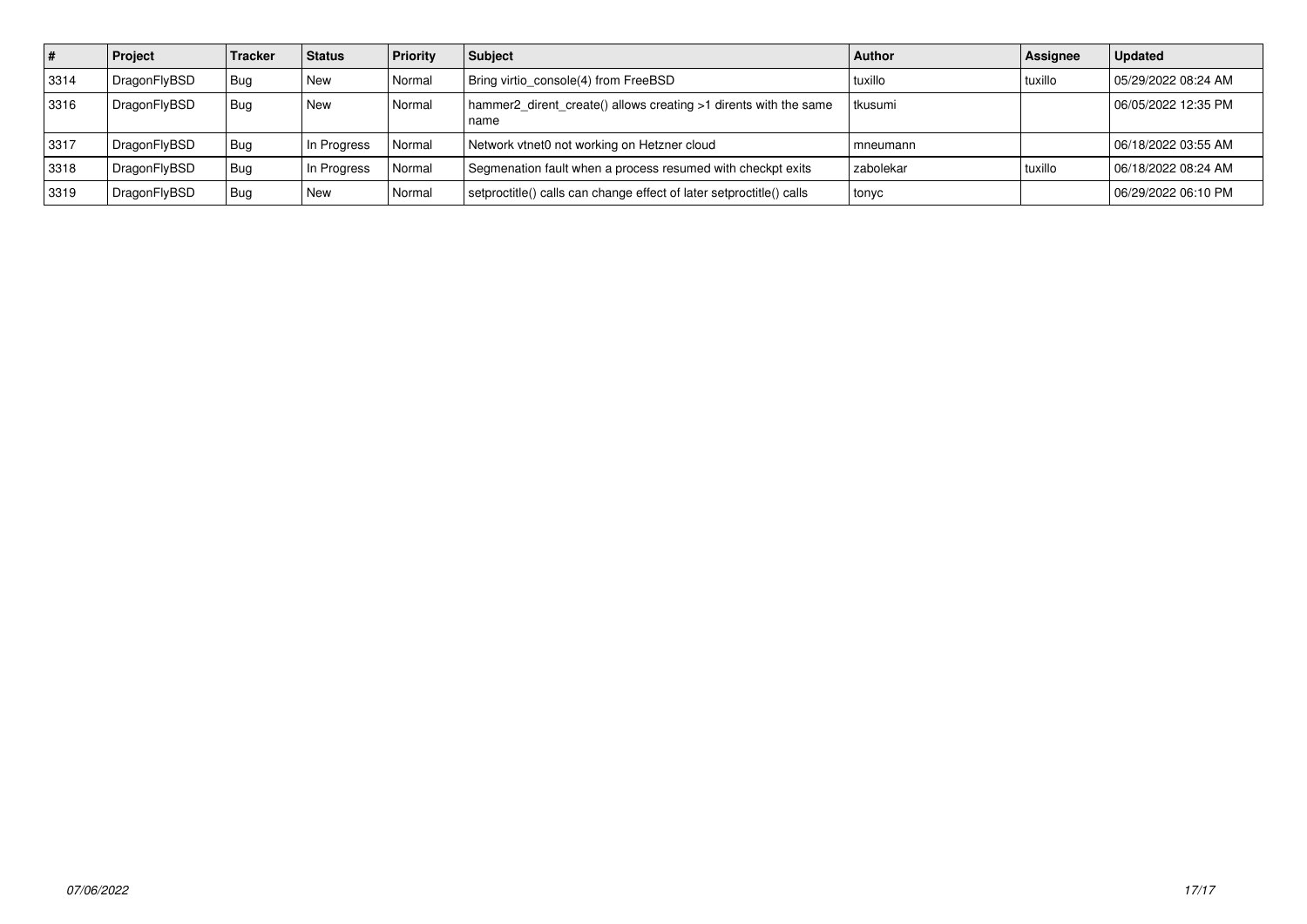| # | Project | Tracker | Status | Priority | Subject | Author | Assignee | Updated |
|---|---|---|---|---|---|---|---|---|
| 3314 | DragonFlyBSD | Bug | New | Normal | Bring virtio_console(4) from FreeBSD | tuxillo | tuxillo | 05/29/2022 08:24 AM |
| 3316 | DragonFlyBSD | Bug | New | Normal | hammer2_dirent_create() allows creating >1 dirents with the same name | tkusumi | | 06/05/2022 12:35 PM |
| 3317 | DragonFlyBSD | Bug | In Progress | Normal | Network vtnet0 not working on Hetzner cloud | mneumann | | 06/18/2022 03:55 AM |
| 3318 | DragonFlyBSD | Bug | In Progress | Normal | Segmenation fault when a process resumed with checkpt exits | zabolekar | tuxillo | 06/18/2022 08:24 AM |
| 3319 | DragonFlyBSD | Bug | New | Normal | setproctitle() calls can change effect of later setproctitle() calls | tonyc | | 06/29/2022 06:10 PM |